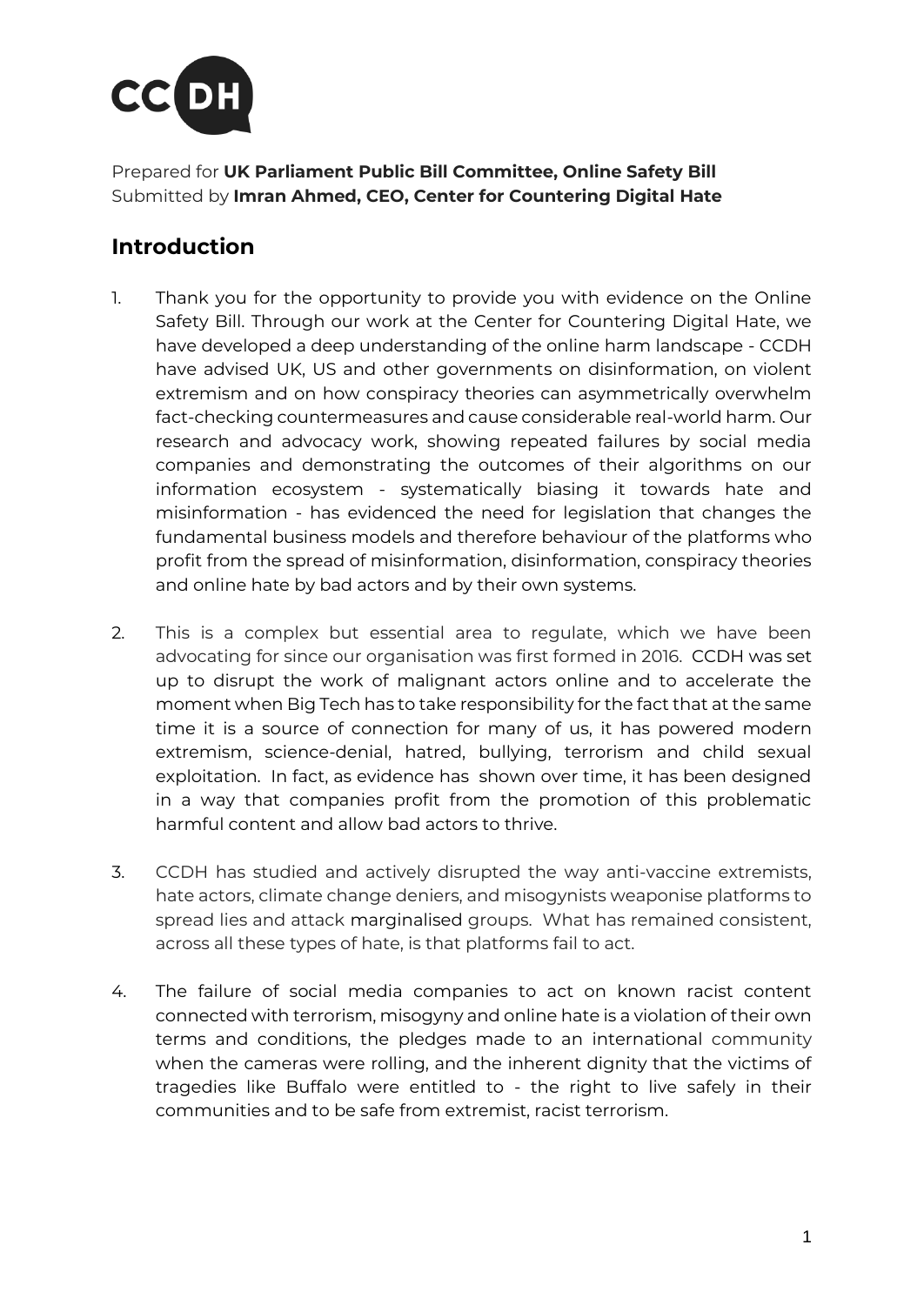Prepared for **UK Parliament Public Bill Committee, Online Safety Bill**
Submitted by **Imran Ahmed, CEO, Center for Countering Digital Hate**

## Introduction

1. Thank you for the opportunity to provide you with evidence on the Online Safety Bill. Through our work at the Center for Countering Digital Hate, we have developed a deep understanding of the online harm landscape - CCDH have advised UK, US and other governments on disinformation, on violent extremism and on how conspiracy theories can asymmetrically overwhelm fact-checking countermeasures and cause considerable real-world harm. Our research and advocacy work, showing repeated failures by social media companies and demonstrating the outcomes of their algorithms on our information ecosystem - systematically biasing it towards hate and misinformation - has evidenced the need for legislation that changes the fundamental business models and therefore behaviour of the platforms who profit from the spread of misinformation, disinformation, conspiracy theories and online hate by bad actors and by their own systems.

2. This is a complex but essential area to regulate, which we have been advocating for since our organisation was first formed in 2016. CCDH was set up to disrupt the work of malignant actors online and to accelerate the moment when Big Tech has to take responsibility for the fact that at the same time it is a source of connection for many of us, it has powered modern extremism, science-denial, hatred, bullying, terrorism and child sexual exploitation. In fact, as evidence has shown over time, it has been designed in a way that companies profit from the promotion of this problematic harmful content and allow bad actors to thrive.

3. CCDH has studied and actively disrupted the way anti-vaccine extremists, hate actors, climate change deniers, and misogynists weaponise platforms to spread lies and attack marginalised groups. What has remained consistent, across all these types of hate, is that platforms fail to act.

4. The failure of social media companies to act on known racist content connected with terrorism, misogyny and online hate is a violation of their own terms and conditions, the pledges made to an international community when the cameras were rolling, and the inherent dignity that the victims of tragedies like Buffalo were entitled to - the right to live safely in their communities and to be safe from extremist, racist terrorism.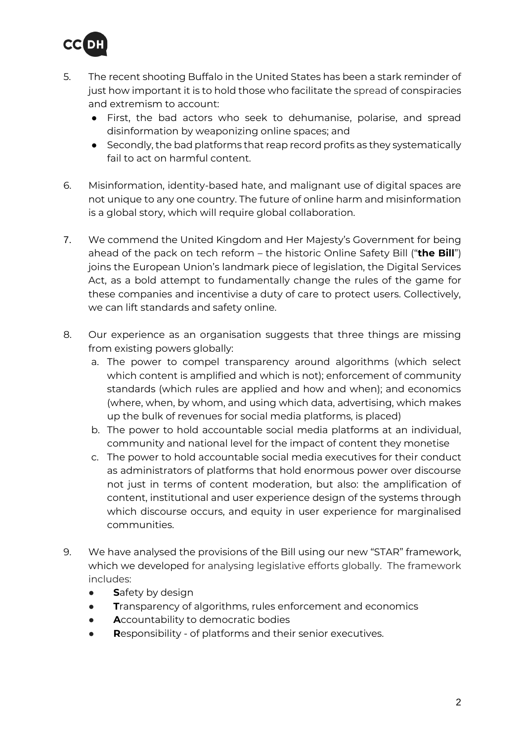5. The recent shooting Buffalo in the United States has been a stark reminder of just how important it is to hold those who facilitate the spread of conspiracies and extremism to account:
   - First, the bad actors who seek to dehumanise, polarise, and spread disinformation by weaponizing online spaces; and
   - Secondly, the bad platforms that reap record profits as they systematically fail to act on harmful content.

6. Misinformation, identity-based hate, and malignant use of digital spaces are not unique to any one country. The future of online harm and misinformation is a global story, which will require global collaboration.

7. We commend the United Kingdom and Her Majesty's Government for being ahead of the pack on tech reform – the historic Online Safety Bill ("**the Bill**") joins the European Union's landmark piece of legislation, the Digital Services Act, as a bold attempt to fundamentally change the rules of the game for these companies and incentivise a duty of care to protect users. Collectively, we can lift standards and safety online.

8. Our experience as an organisation suggests that three things are missing from existing powers globally:
   a. The power to compel transparency around algorithms (which select which content is amplified and which is not); enforcement of community standards (which rules are applied and how and when); and economics (where, when, by whom, and using which data, advertising, which makes up the bulk of revenues for social media platforms, is placed)
   b. The power to hold accountable social media platforms at an individual, community and national level for the impact of content they monetise
   c. The power to hold accountable social media executives for their conduct as administrators of platforms that hold enormous power over discourse not just in terms of content moderation, but also: the amplification of content, institutional and user experience design of the systems through which discourse occurs, and equity in user experience for marginalised communities.

9. We have analysed the provisions of the Bill using our new "STAR" framework, which we developed for analysing legislative efforts globally. The framework includes:
   - **S**afety by design
   - **T**ransparency of algorithms, rules enforcement and economics
   - **A**ccountability to democratic bodies
   - **R**esponsibility - of platforms and their senior executives.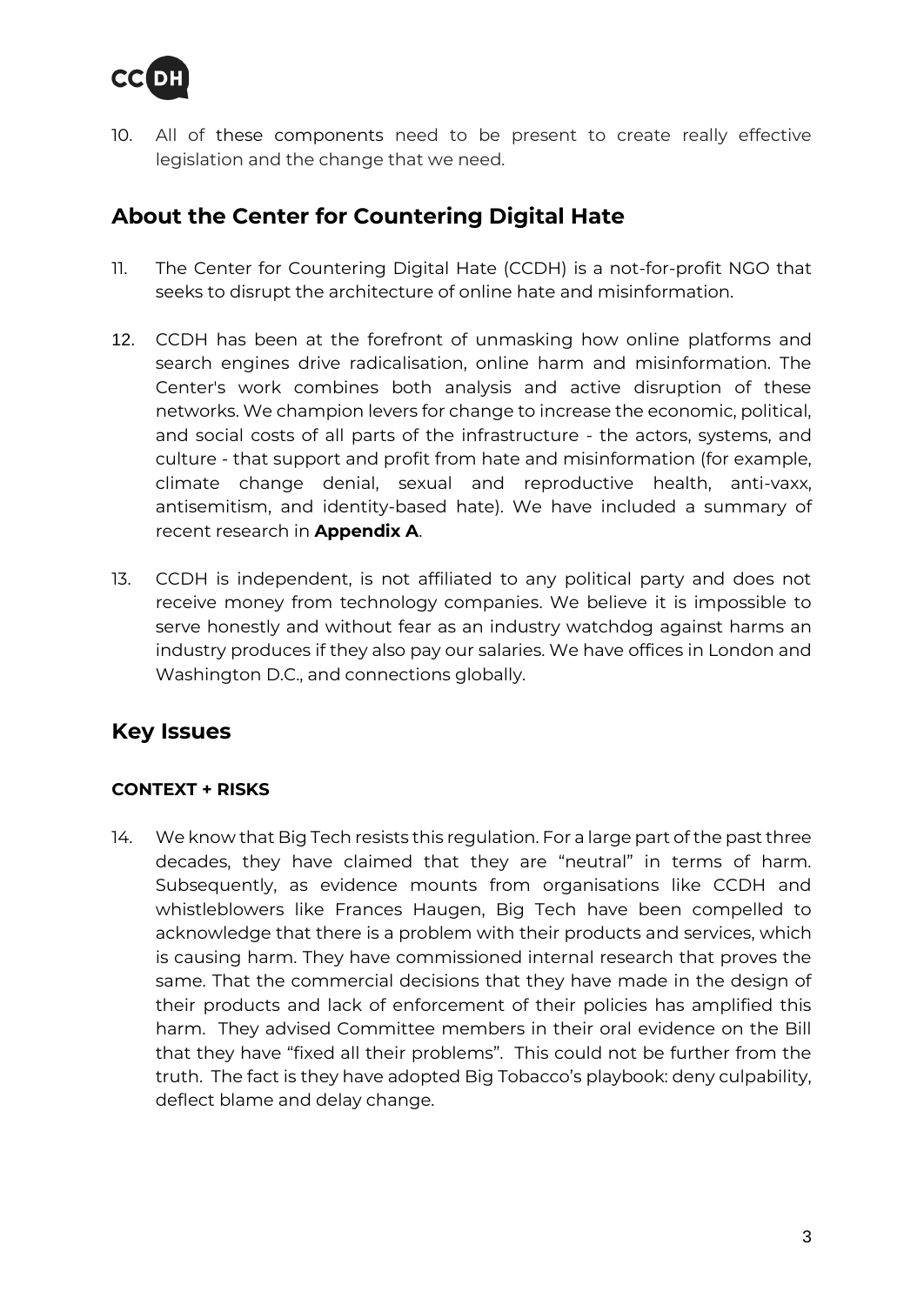10. All of these components need to be present to create really effective legislation and the change that we need.

## About the Center for Countering Digital Hate

11. The Center for Countering Digital Hate (CCDH) is a not-for-profit NGO that seeks to disrupt the architecture of online hate and misinformation.

12. CCDH has been at the forefront of unmasking how online platforms and search engines drive radicalisation, online harm and misinformation. The Center's work combines both analysis and active disruption of these networks. We champion levers for change to increase the economic, political, and social costs of all parts of the infrastructure - the actors, systems, and culture - that support and profit from hate and misinformation (for example, climate change denial, sexual and reproductive health, anti-vaxx, antisemitism, and identity-based hate). We have included a summary of recent research in **Appendix A**.

13. CCDH is independent, is not affiliated to any political party and does not receive money from technology companies. We believe it is impossible to serve honestly and without fear as an industry watchdog against harms an industry produces if they also pay our salaries. We have offices in London and Washington D.C., and connections globally.

## Key Issues

### CONTEXT + RISKS

14. We know that Big Tech resists this regulation. For a large part of the past three decades, they have claimed that they are "neutral" in terms of harm. Subsequently, as evidence mounts from organisations like CCDH and whistleblowers like Frances Haugen, Big Tech have been compelled to acknowledge that there is a problem with their products and services, which is causing harm. They have commissioned internal research that proves the same. That the commercial decisions that they have made in the design of their products and lack of enforcement of their policies has amplified this harm. They advised Committee members in their oral evidence on the Bill that they have "fixed all their problems". This could not be further from the truth. The fact is they have adopted Big Tobacco's playbook: deny culpability, deflect blame and delay change.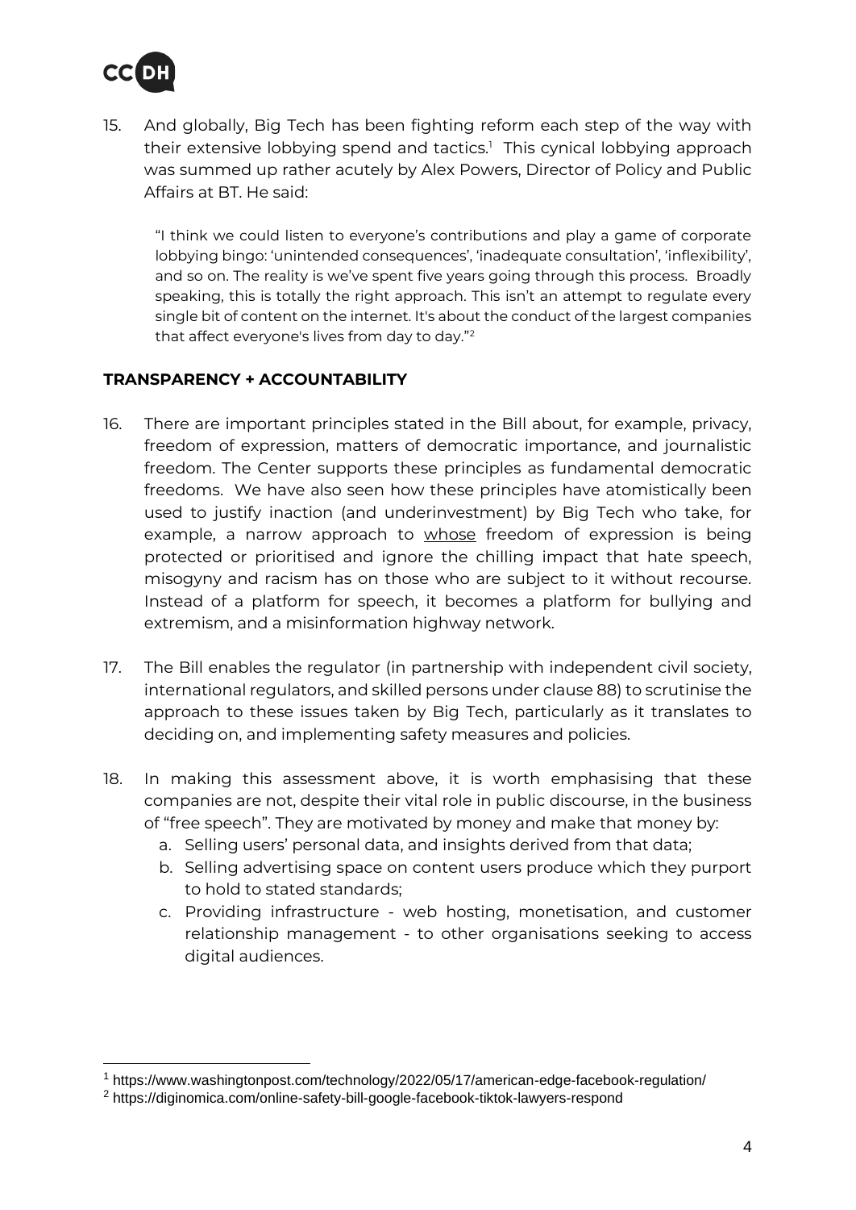15. And globally, Big Tech has been fighting reform each step of the way with their extensive lobbying spend and tactics.[1] This cynical lobbying approach was summed up rather acutely by Alex Powers, Director of Policy and Public Affairs at BT. He said:

> "I think we could listen to everyone's contributions and play a game of corporate lobbying bingo: 'unintended consequences', 'inadequate consultation', 'inflexibility', and so on. The reality is we've spent five years going through this process. Broadly speaking, this is totally the right approach. This isn't an attempt to regulate every single bit of content on the internet. It's about the conduct of the largest companies that affect everyone's lives from day to day."[2]

**TRANSPARENCY + ACCOUNTABILITY**

16. There are important principles stated in the Bill about, for example, privacy, freedom of expression, matters of democratic importance, and journalistic freedom. The Center supports these principles as fundamental democratic freedoms. We have also seen how these principles have atomistically been used to justify inaction (and underinvestment) by Big Tech who take, for example, a narrow approach to <u>whose</u> freedom of expression is being protected or prioritised and ignore the chilling impact that hate speech, misogyny and racism has on those who are subject to it without recourse. Instead of a platform for speech, it becomes a platform for bullying and extremism, and a misinformation highway network.

17. The Bill enables the regulator (in partnership with independent civil society, international regulators, and skilled persons under clause 88) to scrutinise the approach to these issues taken by Big Tech, particularly as it translates to deciding on, and implementing safety measures and policies.

18. In making this assessment above, it is worth emphasising that these companies are not, despite their vital role in public discourse, in the business of "free speech". They are motivated by money and make that money by:
    a. Selling users' personal data, and insights derived from that data;
    b. Selling advertising space on content users produce which they purport to hold to stated standards;
    c. Providing infrastructure - web hosting, monetisation, and customer relationship management - to other organisations seeking to access digital audiences.

---

[1] https://www.washingtonpost.com/technology/2022/05/17/american-edge-facebook-regulation/

[2] https://diginomica.com/online-safety-bill-google-facebook-tiktok-lawyers-respond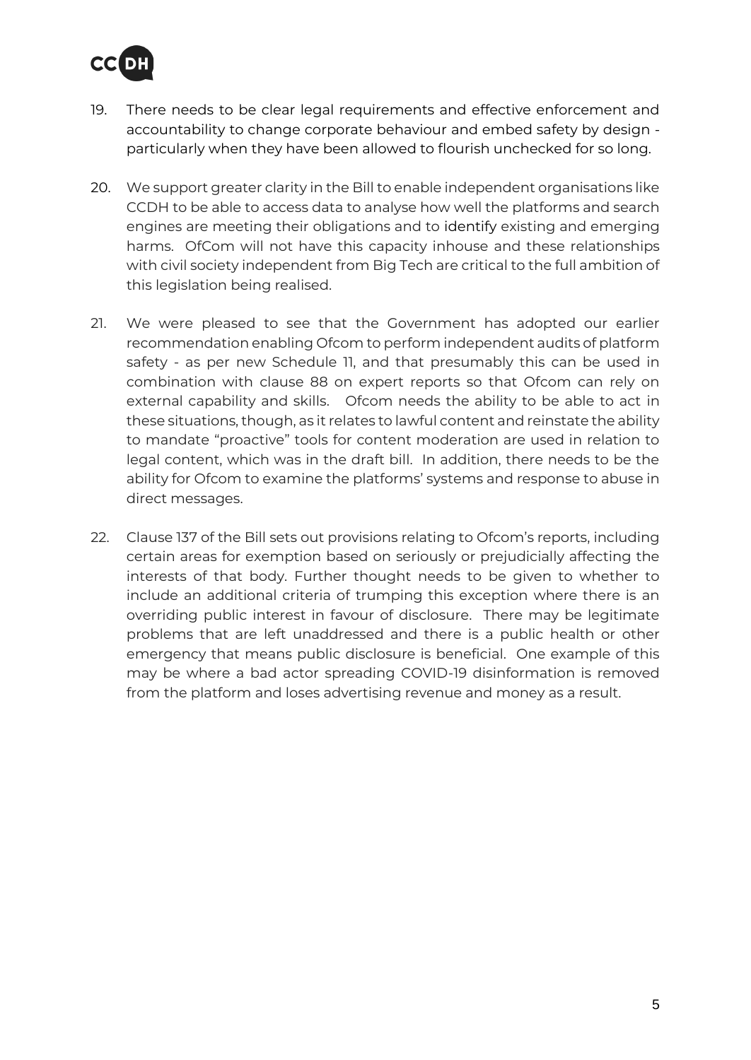19. There needs to be clear legal requirements and effective enforcement and accountability to change corporate behaviour and embed safety by design - particularly when they have been allowed to flourish unchecked for so long.

20. We support greater clarity in the Bill to enable independent organisations like CCDH to be able to access data to analyse how well the platforms and search engines are meeting their obligations and to identify existing and emerging harms. OfCom will not have this capacity inhouse and these relationships with civil society independent from Big Tech are critical to the full ambition of this legislation being realised.

21. We were pleased to see that the Government has adopted our earlier recommendation enabling Ofcom to perform independent audits of platform safety - as per new Schedule 11, and that presumably this can be used in combination with clause 88 on expert reports so that Ofcom can rely on external capability and skills. Ofcom needs the ability to be able to act in these situations, though, as it relates to lawful content and reinstate the ability to mandate "proactive" tools for content moderation are used in relation to legal content, which was in the draft bill. In addition, there needs to be the ability for Ofcom to examine the platforms' systems and response to abuse in direct messages.

22. Clause 137 of the Bill sets out provisions relating to Ofcom's reports, including certain areas for exemption based on seriously or prejudicially affecting the interests of that body. Further thought needs to be given to whether to include an additional criteria of trumping this exception where there is an overriding public interest in favour of disclosure. There may be legitimate problems that are left unaddressed and there is a public health or other emergency that means public disclosure is beneficial. One example of this may be where a bad actor spreading COVID-19 disinformation is removed from the platform and loses advertising revenue and money as a result.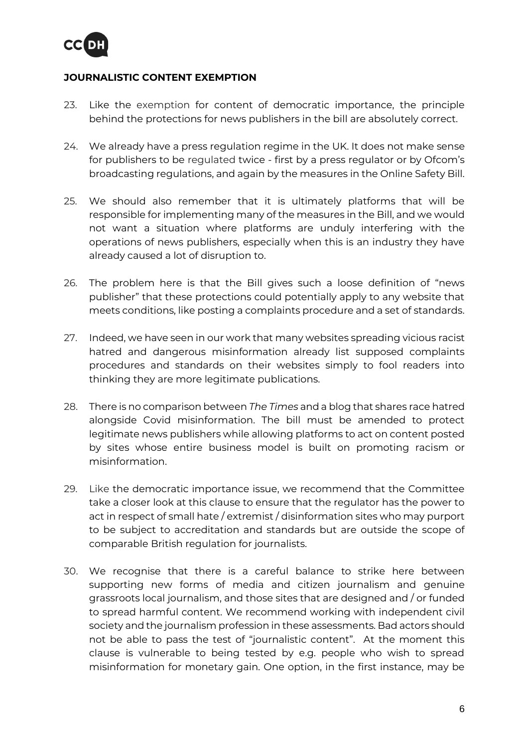## JOURNALISTIC CONTENT EXEMPTION

23. Like the exemption for content of democratic importance, the principle behind the protections for news publishers in the bill are absolutely correct.

24. We already have a press regulation regime in the UK. It does not make sense for publishers to be regulated twice - first by a press regulator or by Ofcom's broadcasting regulations, and again by the measures in the Online Safety Bill.

25. We should also remember that it is ultimately platforms that will be responsible for implementing many of the measures in the Bill, and we would not want a situation where platforms are unduly interfering with the operations of news publishers, especially when this is an industry they have already caused a lot of disruption to.

26. The problem here is that the Bill gives such a loose definition of "news publisher" that these protections could potentially apply to any website that meets conditions, like posting a complaints procedure and a set of standards.

27. Indeed, we have seen in our work that many websites spreading vicious racist hatred and dangerous misinformation already list supposed complaints procedures and standards on their websites simply to fool readers into thinking they are more legitimate publications.

28. There is no comparison between *The Times* and a blog that shares race hatred alongside Covid misinformation. The bill must be amended to protect legitimate news publishers while allowing platforms to act on content posted by sites whose entire business model is built on promoting racism or misinformation.

29. Like the democratic importance issue, we recommend that the Committee take a closer look at this clause to ensure that the regulator has the power to act in respect of small hate / extremist / disinformation sites who may purport to be subject to accreditation and standards but are outside the scope of comparable British regulation for journalists.

30. We recognise that there is a careful balance to strike here between supporting new forms of media and citizen journalism and genuine grassroots local journalism, and those sites that are designed and / or funded to spread harmful content. We recommend working with independent civil society and the journalism profession in these assessments. Bad actors should not be able to pass the test of "journalistic content". At the moment this clause is vulnerable to being tested by e.g. people who wish to spread misinformation for monetary gain. One option, in the first instance, may be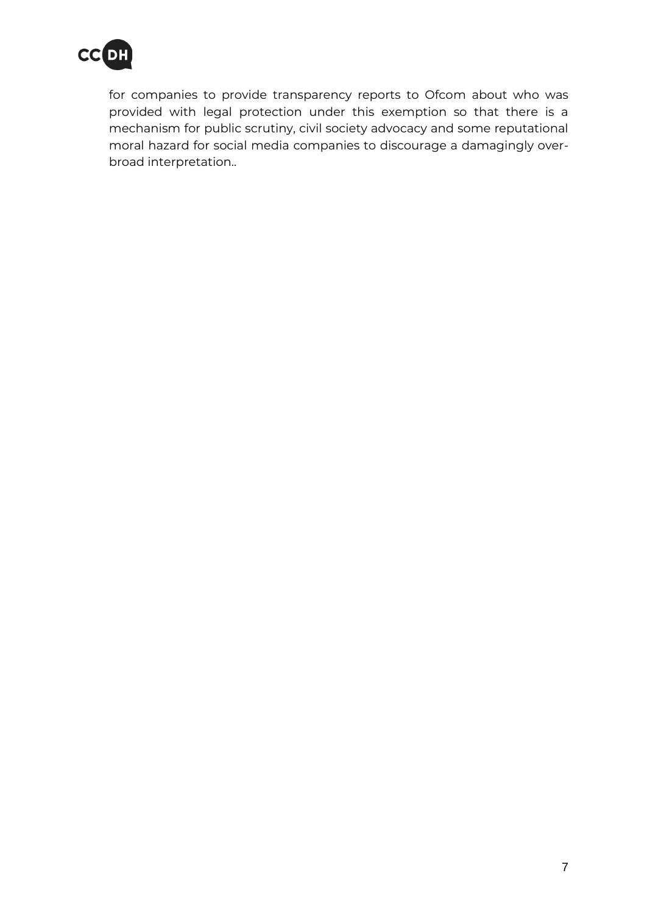for companies to provide transparency reports to Ofcom about who was provided with legal protection under this exemption so that there is a mechanism for public scrutiny, civil society advocacy and some reputational moral hazard for social media companies to discourage a damagingly over-broad interpretation..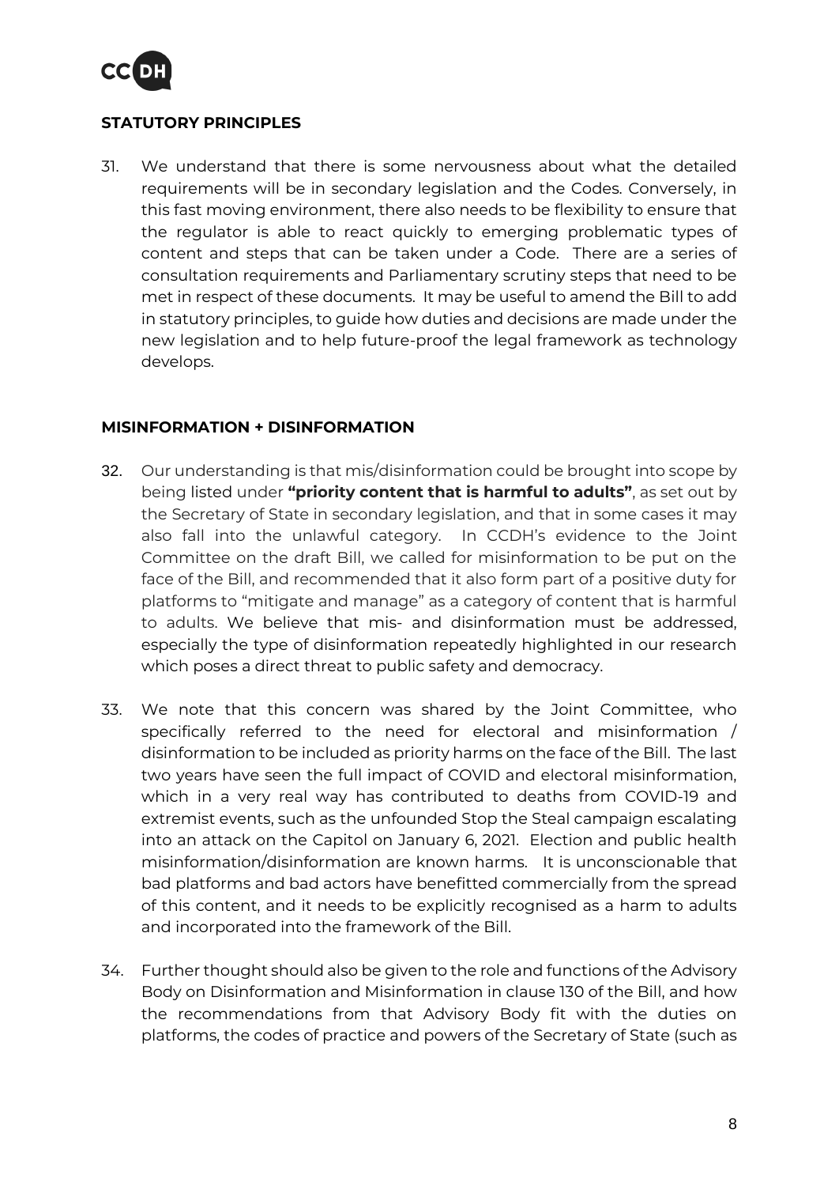## STATUTORY PRINCIPLES

31. We understand that there is some nervousness about what the detailed requirements will be in secondary legislation and the Codes. Conversely, in this fast moving environment, there also needs to be flexibility to ensure that the regulator is able to react quickly to emerging problematic types of content and steps that can be taken under a Code. There are a series of consultation requirements and Parliamentary scrutiny steps that need to be met in respect of these documents. It may be useful to amend the Bill to add in statutory principles, to guide how duties and decisions are made under the new legislation and to help future-proof the legal framework as technology develops.

## MISINFORMATION + DISINFORMATION

32. Our understanding is that mis/disinformation could be brought into scope by being listed under **"priority content that is harmful to adults"**, as set out by the Secretary of State in secondary legislation, and that in some cases it may also fall into the unlawful category. In CCDH's evidence to the Joint Committee on the draft Bill, we called for misinformation to be put on the face of the Bill, and recommended that it also form part of a positive duty for platforms to "mitigate and manage" as a category of content that is harmful to adults. We believe that mis- and disinformation must be addressed, especially the type of disinformation repeatedly highlighted in our research which poses a direct threat to public safety and democracy.

33. We note that this concern was shared by the Joint Committee, who specifically referred to the need for electoral and misinformation / disinformation to be included as priority harms on the face of the Bill. The last two years have seen the full impact of COVID and electoral misinformation, which in a very real way has contributed to deaths from COVID-19 and extremist events, such as the unfounded Stop the Steal campaign escalating into an attack on the Capitol on January 6, 2021. Election and public health misinformation/disinformation are known harms. It is unconscionable that bad platforms and bad actors have benefitted commercially from the spread of this content, and it needs to be explicitly recognised as a harm to adults and incorporated into the framework of the Bill.

34. Further thought should also be given to the role and functions of the Advisory Body on Disinformation and Misinformation in clause 130 of the Bill, and how the recommendations from that Advisory Body fit with the duties on platforms, the codes of practice and powers of the Secretary of State (such as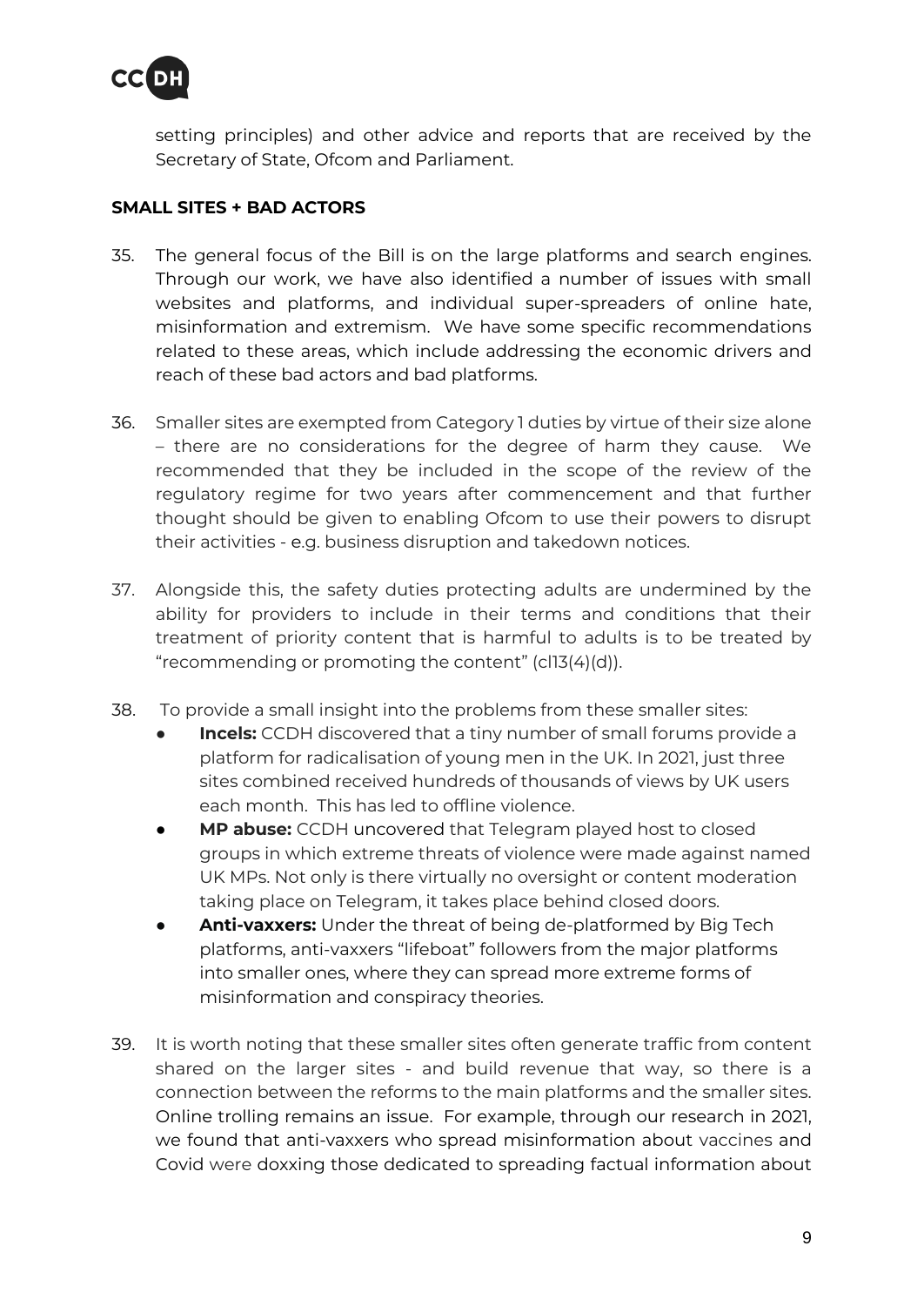setting principles) and other advice and reports that are received by the Secretary of State, Ofcom and Parliament.

## SMALL SITES + BAD ACTORS

35. The general focus of the Bill is on the large platforms and search engines. Through our work, we have also identified a number of issues with small websites and platforms, and individual super-spreaders of online hate, misinformation and extremism. We have some specific recommendations related to these areas, which include addressing the economic drivers and reach of these bad actors and bad platforms.

36. Smaller sites are exempted from Category 1 duties by virtue of their size alone – there are no considerations for the degree of harm they cause. We recommended that they be included in the scope of the review of the regulatory regime for two years after commencement and that further thought should be given to enabling Ofcom to use their powers to disrupt their activities - e.g. business disruption and takedown notices.

37. Alongside this, the safety duties protecting adults are undermined by the ability for providers to include in their terms and conditions that their treatment of priority content that is harmful to adults is to be treated by "recommending or promoting the content" (cl13(4)(d)).

38. To provide a small insight into the problems from these smaller sites:
    - **Incels:** CCDH discovered that a tiny number of small forums provide a platform for radicalisation of young men in the UK. In 2021, just three sites combined received hundreds of thousands of views by UK users each month. This has led to offline violence.
    - **MP abuse:** CCDH uncovered that Telegram played host to closed groups in which extreme threats of violence were made against named UK MPs. Not only is there virtually no oversight or content moderation taking place on Telegram, it takes place behind closed doors.
    - **Anti-vaxxers:** Under the threat of being de-platformed by Big Tech platforms, anti-vaxxers "lifeboat" followers from the major platforms into smaller ones, where they can spread more extreme forms of misinformation and conspiracy theories.

39. It is worth noting that these smaller sites often generate traffic from content shared on the larger sites - and build revenue that way, so there is a connection between the reforms to the main platforms and the smaller sites. Online trolling remains an issue. For example, through our research in 2021, we found that anti-vaxxers who spread misinformation about vaccines and Covid were doxxing those dedicated to spreading factual information about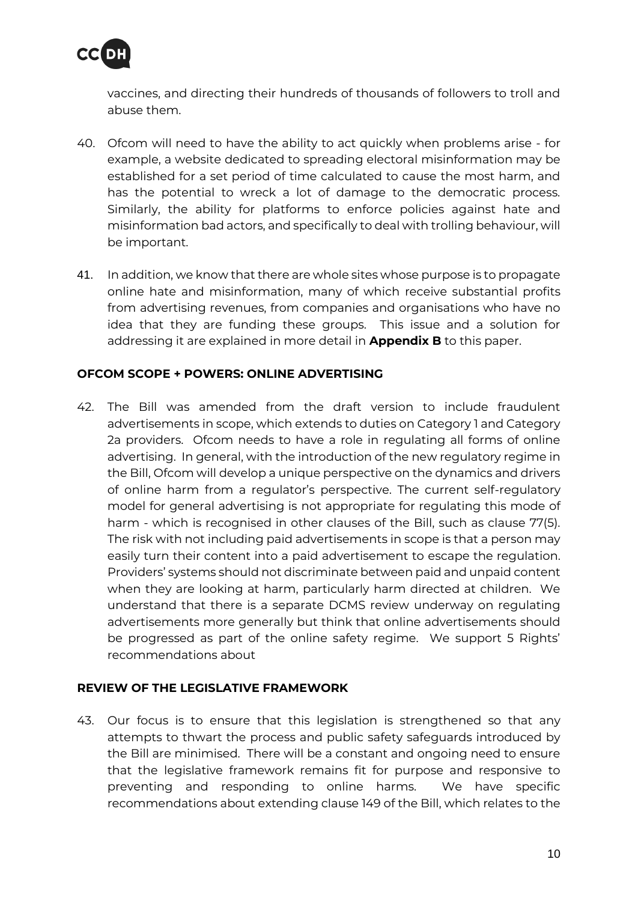vaccines, and directing their hundreds of thousands of followers to troll and abuse them.

40. Ofcom will need to have the ability to act quickly when problems arise - for example, a website dedicated to spreading electoral misinformation may be established for a set period of time calculated to cause the most harm, and has the potential to wreck a lot of damage to the democratic process. Similarly, the ability for platforms to enforce policies against hate and misinformation bad actors, and specifically to deal with trolling behaviour, will be important.

41. In addition, we know that there are whole sites whose purpose is to propagate online hate and misinformation, many of which receive substantial profits from advertising revenues, from companies and organisations who have no idea that they are funding these groups. This issue and a solution for addressing it are explained in more detail in **Appendix B** to this paper.

**OFCOM SCOPE + POWERS: ONLINE ADVERTISING**

42. The Bill was amended from the draft version to include fraudulent advertisements in scope, which extends to duties on Category 1 and Category 2a providers. Ofcom needs to have a role in regulating all forms of online advertising. In general, with the introduction of the new regulatory regime in the Bill, Ofcom will develop a unique perspective on the dynamics and drivers of online harm from a regulator's perspective. The current self-regulatory model for general advertising is not appropriate for regulating this mode of harm - which is recognised in other clauses of the Bill, such as clause 77(5). The risk with not including paid advertisements in scope is that a person may easily turn their content into a paid advertisement to escape the regulation. Providers' systems should not discriminate between paid and unpaid content when they are looking at harm, particularly harm directed at children. We understand that there is a separate DCMS review underway on regulating advertisements more generally but think that online advertisements should be progressed as part of the online safety regime. We support 5 Rights' recommendations about

**REVIEW OF THE LEGISLATIVE FRAMEWORK**

43. Our focus is to ensure that this legislation is strengthened so that any attempts to thwart the process and public safety safeguards introduced by the Bill are minimised. There will be a constant and ongoing need to ensure that the legislative framework remains fit for purpose and responsive to preventing and responding to online harms. We have specific recommendations about extending clause 149 of the Bill, which relates to the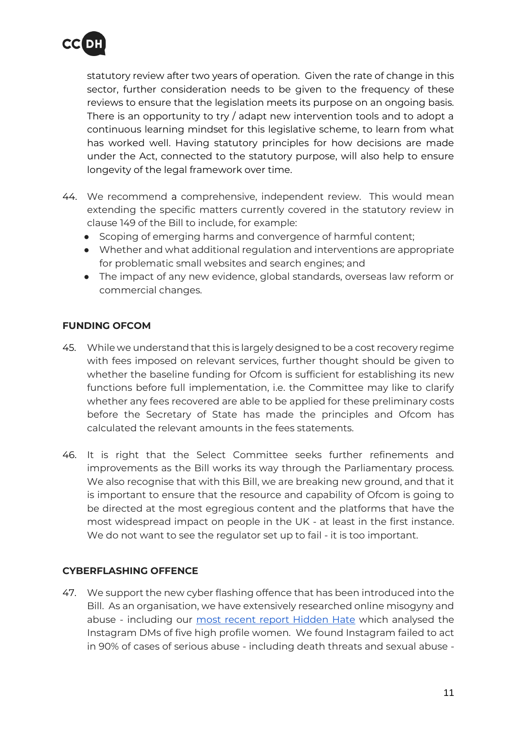statutory review after two years of operation. Given the rate of change in this sector, further consideration needs to be given to the frequency of these reviews to ensure that the legislation meets its purpose on an ongoing basis. There is an opportunity to try / adapt new intervention tools and to adopt a continuous learning mindset for this legislative scheme, to learn from what has worked well. Having statutory principles for how decisions are made under the Act, connected to the statutory purpose, will also help to ensure longevity of the legal framework over time.

44. We recommend a comprehensive, independent review. This would mean extending the specific matters currently covered in the statutory review in clause 149 of the Bill to include, for example:
    - Scoping of emerging harms and convergence of harmful content;
    - Whether and what additional regulation and interventions are appropriate for problematic small websites and search engines; and
    - The impact of any new evidence, global standards, overseas law reform or commercial changes.

**FUNDING OFCOM**

45. While we understand that this is largely designed to be a cost recovery regime with fees imposed on relevant services, further thought should be given to whether the baseline funding for Ofcom is sufficient for establishing its new functions before full implementation, i.e. the Committee may like to clarify whether any fees recovered are able to be applied for these preliminary costs before the Secretary of State has made the principles and Ofcom has calculated the relevant amounts in the fees statements.

46. It is right that the Select Committee seeks further refinements and improvements as the Bill works its way through the Parliamentary process. We also recognise that with this Bill, we are breaking new ground, and that it is important to ensure that the resource and capability of Ofcom is going to be directed at the most egregious content and the platforms that have the most widespread impact on people in the UK - at least in the first instance. We do not want to see the regulator set up to fail - it is too important.

**CYBERFLASHING OFFENCE**

47. We support the new cyber flashing offence that has been introduced into the Bill. As an organisation, we have extensively researched online misogyny and abuse - including our [most recent report Hidden Hate] which analysed the Instagram DMs of five high profile women. We found Instagram failed to act in 90% of cases of serious abuse - including death threats and sexual abuse -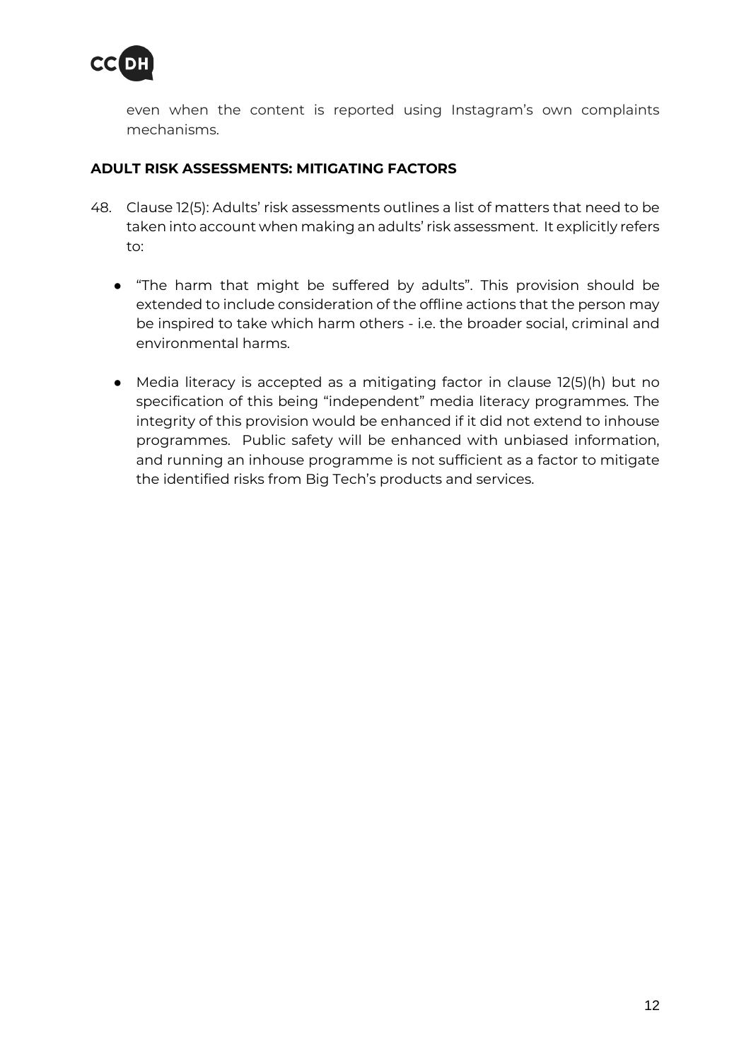even when the content is reported using Instagram's own complaints mechanisms.

**ADULT RISK ASSESSMENTS: MITIGATING FACTORS**

48. Clause 12(5): Adults' risk assessments outlines a list of matters that need to be taken into account when making an adults' risk assessment. It explicitly refers to:

    - "The harm that might be suffered by adults". This provision should be extended to include consideration of the offline actions that the person may be inspired to take which harm others - i.e. the broader social, criminal and environmental harms.

    - Media literacy is accepted as a mitigating factor in clause 12(5)(h) but no specification of this being "independent" media literacy programmes. The integrity of this provision would be enhanced if it did not extend to inhouse programmes. Public safety will be enhanced with unbiased information, and running an inhouse programme is not sufficient as a factor to mitigate the identified risks from Big Tech's products and services.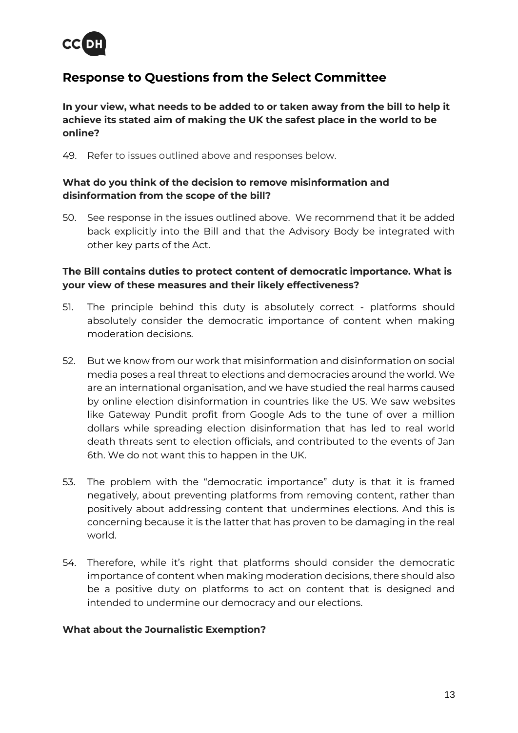## Response to Questions from the Select Committee

**In your view, what needs to be added to or taken away from the bill to help it achieve its stated aim of making the UK the safest place in the world to be online?**

49. Refer to issues outlined above and responses below.

**What do you think of the decision to remove misinformation and disinformation from the scope of the bill?**

50. See response in the issues outlined above. We recommend that it be added back explicitly into the Bill and that the Advisory Body be integrated with other key parts of the Act.

**The Bill contains duties to protect content of democratic importance. What is your view of these measures and their likely effectiveness?**

51. The principle behind this duty is absolutely correct - platforms should absolutely consider the democratic importance of content when making moderation decisions.

52. But we know from our work that misinformation and disinformation on social media poses a real threat to elections and democracies around the world. We are an international organisation, and we have studied the real harms caused by online election disinformation in countries like the US. We saw websites like Gateway Pundit profit from Google Ads to the tune of over a million dollars while spreading election disinformation that has led to real world death threats sent to election officials, and contributed to the events of Jan 6th. We do not want this to happen in the UK.

53. The problem with the "democratic importance" duty is that it is framed negatively, about preventing platforms from removing content, rather than positively about addressing content that undermines elections. And this is concerning because it is the latter that has proven to be damaging in the real world.

54. Therefore, while it's right that platforms should consider the democratic importance of content when making moderation decisions, there should also be a positive duty on platforms to act on content that is designed and intended to undermine our democracy and our elections.

**What about the Journalistic Exemption?**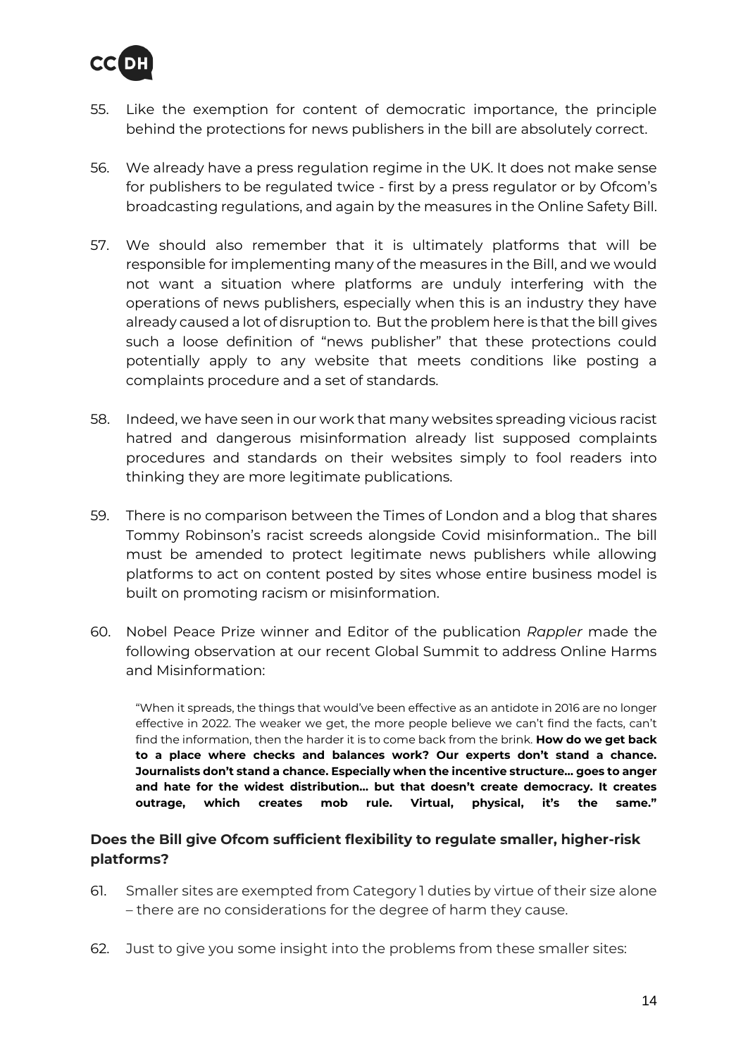55. Like the exemption for content of democratic importance, the principle behind the protections for news publishers in the bill are absolutely correct.

56. We already have a press regulation regime in the UK. It does not make sense for publishers to be regulated twice - first by a press regulator or by Ofcom's broadcasting regulations, and again by the measures in the Online Safety Bill.

57. We should also remember that it is ultimately platforms that will be responsible for implementing many of the measures in the Bill, and we would not want a situation where platforms are unduly interfering with the operations of news publishers, especially when this is an industry they have already caused a lot of disruption to. But the problem here is that the bill gives such a loose definition of "news publisher" that these protections could potentially apply to any website that meets conditions like posting a complaints procedure and a set of standards.

58. Indeed, we have seen in our work that many websites spreading vicious racist hatred and dangerous misinformation already list supposed complaints procedures and standards on their websites simply to fool readers into thinking they are more legitimate publications.

59. There is no comparison between the Times of London and a blog that shares Tommy Robinson's racist screeds alongside Covid misinformation.. The bill must be amended to protect legitimate news publishers while allowing platforms to act on content posted by sites whose entire business model is built on promoting racism or misinformation.

60. Nobel Peace Prize winner and Editor of the publication *Rappler* made the following observation at our recent Global Summit to address Online Harms and Misinformation:

> "When it spreads, the things that would've been effective as an antidote in 2016 are no longer effective in 2022. The weaker we get, the more people believe we can't find the facts, can't find the information, then the harder it is to come back from the brink. **How do we get back to a place where checks and balances work? Our experts don't stand a chance. Journalists don't stand a chance. Especially when the incentive structure... goes to anger and hate for the widest distribution... but that doesn't create democracy. It creates outrage, which creates mob rule. Virtual, physical, it's the same."**

### Does the Bill give Ofcom sufficient flexibility to regulate smaller, higher-risk platforms?

61. Smaller sites are exempted from Category 1 duties by virtue of their size alone – there are no considerations for the degree of harm they cause.

62. Just to give you some insight into the problems from these smaller sites: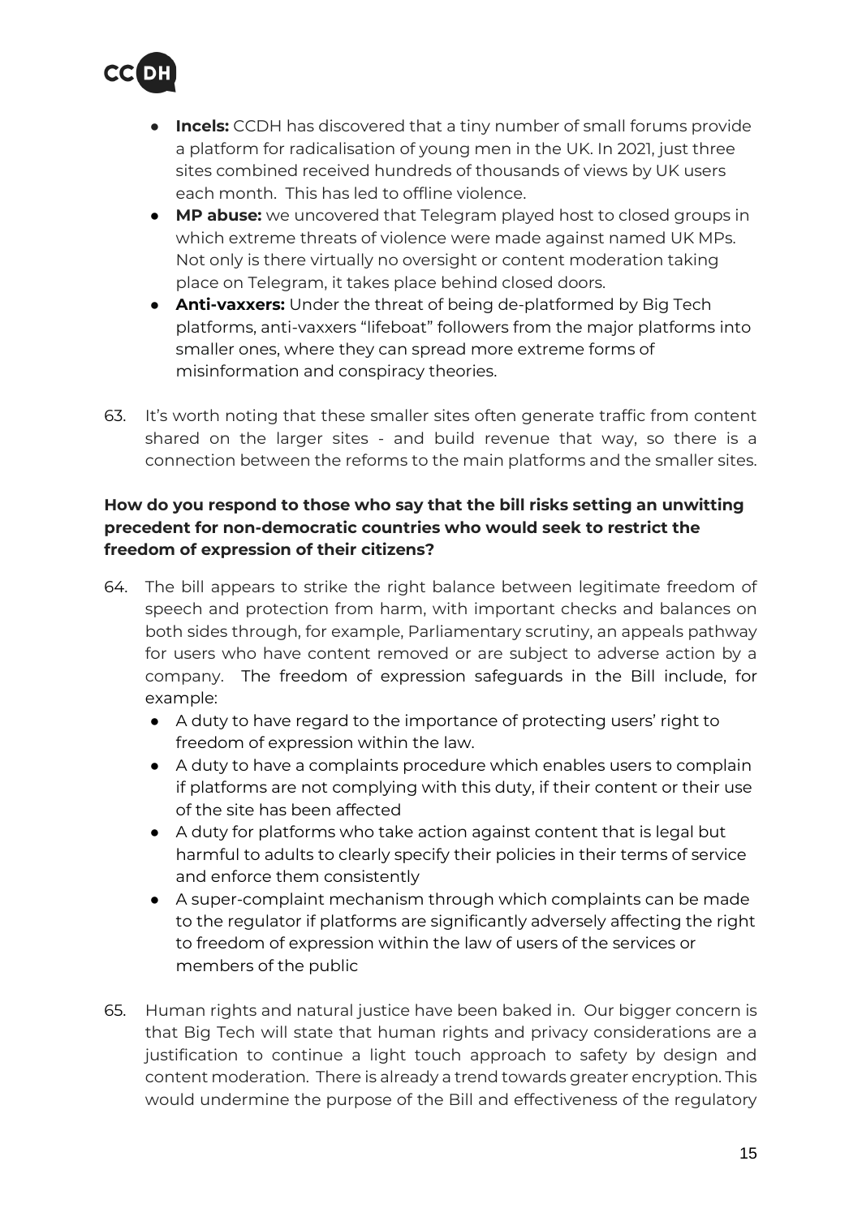- **Incels:** CCDH has discovered that a tiny number of small forums provide a platform for radicalisation of young men in the UK. In 2021, just three sites combined received hundreds of thousands of views by UK users each month. This has led to offline violence.
- **MP abuse:** we uncovered that Telegram played host to closed groups in which extreme threats of violence were made against named UK MPs. Not only is there virtually no oversight or content moderation taking place on Telegram, it takes place behind closed doors.
- **Anti-vaxxers:** Under the threat of being de-platformed by Big Tech platforms, anti-vaxxers "lifeboat" followers from the major platforms into smaller ones, where they can spread more extreme forms of misinformation and conspiracy theories.

63. It's worth noting that these smaller sites often generate traffic from content shared on the larger sites - and build revenue that way, so there is a connection between the reforms to the main platforms and the smaller sites.

**How do you respond to those who say that the bill risks setting an unwitting precedent for non-democratic countries who would seek to restrict the freedom of expression of their citizens?**

64. The bill appears to strike the right balance between legitimate freedom of speech and protection from harm, with important checks and balances on both sides through, for example, Parliamentary scrutiny, an appeals pathway for users who have content removed or are subject to adverse action by a company. The freedom of expression safeguards in the Bill include, for example:
    - A duty to have regard to the importance of protecting users' right to freedom of expression within the law.
    - A duty to have a complaints procedure which enables users to complain if platforms are not complying with this duty, if their content or their use of the site has been affected
    - A duty for platforms who take action against content that is legal but harmful to adults to clearly specify their policies in their terms of service and enforce them consistently
    - A super-complaint mechanism through which complaints can be made to the regulator if platforms are significantly adversely affecting the right to freedom of expression within the law of users of the services or members of the public

65. Human rights and natural justice have been baked in. Our bigger concern is that Big Tech will state that human rights and privacy considerations are a justification to continue a light touch approach to safety by design and content moderation. There is already a trend towards greater encryption. This would undermine the purpose of the Bill and effectiveness of the regulatory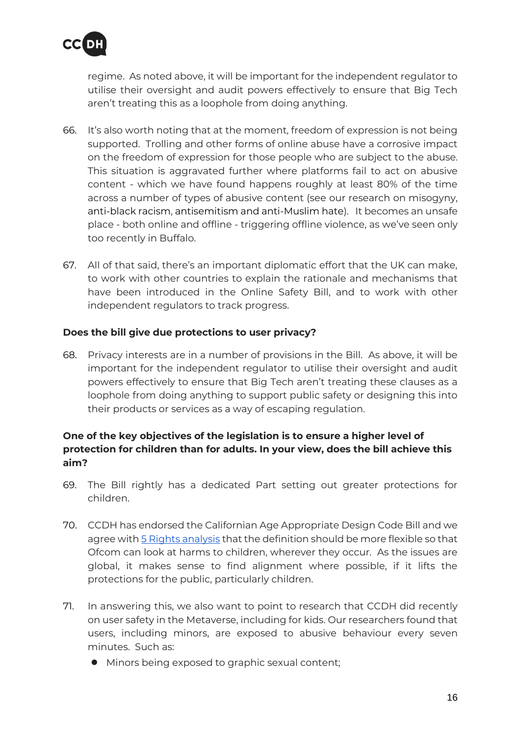regime. As noted above, it will be important for the independent regulator to utilise their oversight and audit powers effectively to ensure that Big Tech aren't treating this as a loophole from doing anything.

66. It's also worth noting that at the moment, freedom of expression is not being supported. Trolling and other forms of online abuse have a corrosive impact on the freedom of expression for those people who are subject to the abuse. This situation is aggravated further where platforms fail to act on abusive content - which we have found happens roughly at least 80% of the time across a number of types of abusive content (see our research on misogyny, anti-black racism, antisemitism and anti-Muslim hate). It becomes an unsafe place - both online and offline - triggering offline violence, as we've seen only too recently in Buffalo.

67. All of that said, there's an important diplomatic effort that the UK can make, to work with other countries to explain the rationale and mechanisms that have been introduced in the Online Safety Bill, and to work with other independent regulators to track progress.

**Does the bill give due protections to user privacy?**

68. Privacy interests are in a number of provisions in the Bill. As above, it will be important for the independent regulator to utilise their oversight and audit powers effectively to ensure that Big Tech aren't treating these clauses as a loophole from doing anything to support public safety or designing this into their products or services as a way of escaping regulation.

**One of the key objectives of the legislation is to ensure a higher level of protection for children than for adults. In your view, does the bill achieve this aim?**

69. The Bill rightly has a dedicated Part setting out greater protections for children.

70. CCDH has endorsed the Californian Age Appropriate Design Code Bill and we agree with [5 Rights analysis] that the definition should be more flexible so that Ofcom can look at harms to children, wherever they occur. As the issues are global, it makes sense to find alignment where possible, if it lifts the protections for the public, particularly children.

71. In answering this, we also want to point to research that CCDH did recently on user safety in the Metaverse, including for kids. Our researchers found that users, including minors, are exposed to abusive behaviour every seven minutes. Such as:
    - Minors being exposed to graphic sexual content;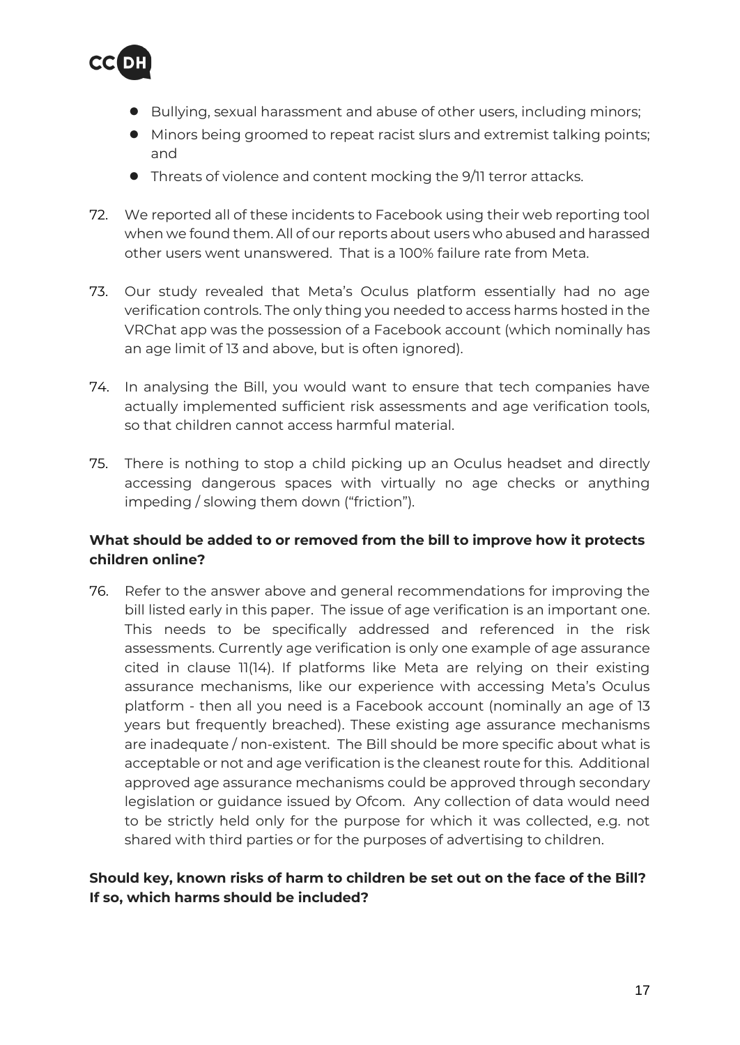- Bullying, sexual harassment and abuse of other users, including minors;
- Minors being groomed to repeat racist slurs and extremist talking points; and
- Threats of violence and content mocking the 9/11 terror attacks.

72. We reported all of these incidents to Facebook using their web reporting tool when we found them. All of our reports about users who abused and harassed other users went unanswered. That is a 100% failure rate from Meta.

73. Our study revealed that Meta's Oculus platform essentially had no age verification controls. The only thing you needed to access harms hosted in the VRChat app was the possession of a Facebook account (which nominally has an age limit of 13 and above, but is often ignored).

74. In analysing the Bill, you would want to ensure that tech companies have actually implemented sufficient risk assessments and age verification tools, so that children cannot access harmful material.

75. There is nothing to stop a child picking up an Oculus headset and directly accessing dangerous spaces with virtually no age checks or anything impeding / slowing them down ("friction").

**What should be added to or removed from the bill to improve how it protects children online?**

76. Refer to the answer above and general recommendations for improving the bill listed early in this paper. The issue of age verification is an important one. This needs to be specifically addressed and referenced in the risk assessments. Currently age verification is only one example of age assurance cited in clause 11(14). If platforms like Meta are relying on their existing assurance mechanisms, like our experience with accessing Meta's Oculus platform - then all you need is a Facebook account (nominally an age of 13 years but frequently breached). These existing age assurance mechanisms are inadequate / non-existent. The Bill should be more specific about what is acceptable or not and age verification is the cleanest route for this. Additional approved age assurance mechanisms could be approved through secondary legislation or guidance issued by Ofcom. Any collection of data would need to be strictly held only for the purpose for which it was collected, e.g. not shared with third parties or for the purposes of advertising to children.

**Should key, known risks of harm to children be set out on the face of the Bill? If so, which harms should be included?**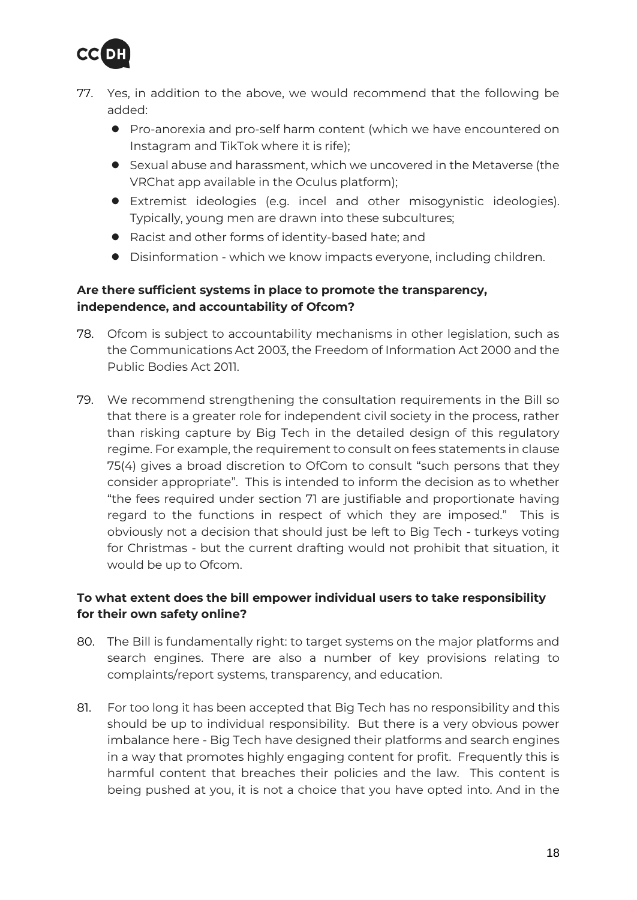77. Yes, in addition to the above, we would recommend that the following be added:
    - Pro-anorexia and pro-self harm content (which we have encountered on Instagram and TikTok where it is rife);
    - Sexual abuse and harassment, which we uncovered in the Metaverse (the VRChat app available in the Oculus platform);
    - Extremist ideologies (e.g. incel and other misogynistic ideologies). Typically, young men are drawn into these subcultures;
    - Racist and other forms of identity-based hate; and
    - Disinformation - which we know impacts everyone, including children.

**Are there sufficient systems in place to promote the transparency, independence, and accountability of Ofcom?**

78. Ofcom is subject to accountability mechanisms in other legislation, such as the Communications Act 2003, the Freedom of Information Act 2000 and the Public Bodies Act 2011.

79. We recommend strengthening the consultation requirements in the Bill so that there is a greater role for independent civil society in the process, rather than risking capture by Big Tech in the detailed design of this regulatory regime. For example, the requirement to consult on fees statements in clause 75(4) gives a broad discretion to OfCom to consult "such persons that they consider appropriate". This is intended to inform the decision as to whether "the fees required under section 71 are justifiable and proportionate having regard to the functions in respect of which they are imposed." This is obviously not a decision that should just be left to Big Tech - turkeys voting for Christmas - but the current drafting would not prohibit that situation, it would be up to Ofcom.

**To what extent does the bill empower individual users to take responsibility for their own safety online?**

80. The Bill is fundamentally right: to target systems on the major platforms and search engines. There are also a number of key provisions relating to complaints/report systems, transparency, and education.

81. For too long it has been accepted that Big Tech has no responsibility and this should be up to individual responsibility. But there is a very obvious power imbalance here - Big Tech have designed their platforms and search engines in a way that promotes highly engaging content for profit. Frequently this is harmful content that breaches their policies and the law. This content is being pushed at you, it is not a choice that you have opted into. And in the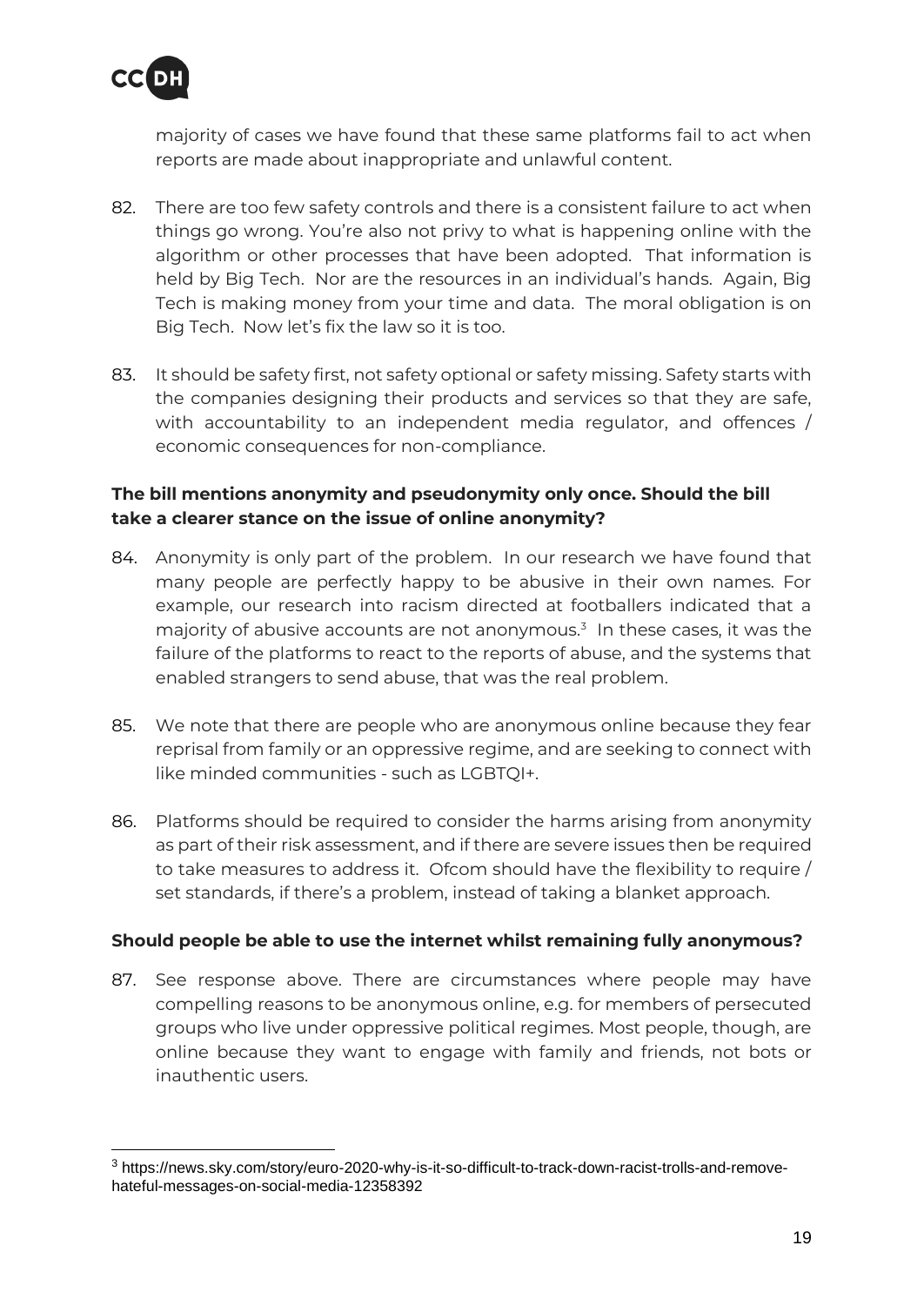majority of cases we have found that these same platforms fail to act when reports are made about inappropriate and unlawful content.

82. There are too few safety controls and there is a consistent failure to act when things go wrong. You're also not privy to what is happening online with the algorithm or other processes that have been adopted. That information is held by Big Tech. Nor are the resources in an individual's hands. Again, Big Tech is making money from your time and data. The moral obligation is on Big Tech. Now let's fix the law so it is too.

83. It should be safety first, not safety optional or safety missing. Safety starts with the companies designing their products and services so that they are safe, with accountability to an independent media regulator, and offences / economic consequences for non-compliance.

**The bill mentions anonymity and pseudonymity only once. Should the bill take a clearer stance on the issue of online anonymity?**

84. Anonymity is only part of the problem. In our research we have found that many people are perfectly happy to be abusive in their own names. For example, our research into racism directed at footballers indicated that a majority of abusive accounts are not anonymous.[3] In these cases, it was the failure of the platforms to react to the reports of abuse, and the systems that enabled strangers to send abuse, that was the real problem.

85. We note that there are people who are anonymous online because they fear reprisal from family or an oppressive regime, and are seeking to connect with like minded communities - such as LGBTQI+.

86. Platforms should be required to consider the harms arising from anonymity as part of their risk assessment, and if there are severe issues then be required to take measures to address it. Ofcom should have the flexibility to require / set standards, if there's a problem, instead of taking a blanket approach.

**Should people be able to use the internet whilst remaining fully anonymous?**

87. See response above. There are circumstances where people may have compelling reasons to be anonymous online, e.g. for members of persecuted groups who live under oppressive political regimes. Most people, though, are online because they want to engage with family and friends, not bots or inauthentic users.

---

[3] https://news.sky.com/story/euro-2020-why-is-it-so-difficult-to-track-down-racist-trolls-and-remove-hateful-messages-on-social-media-12358392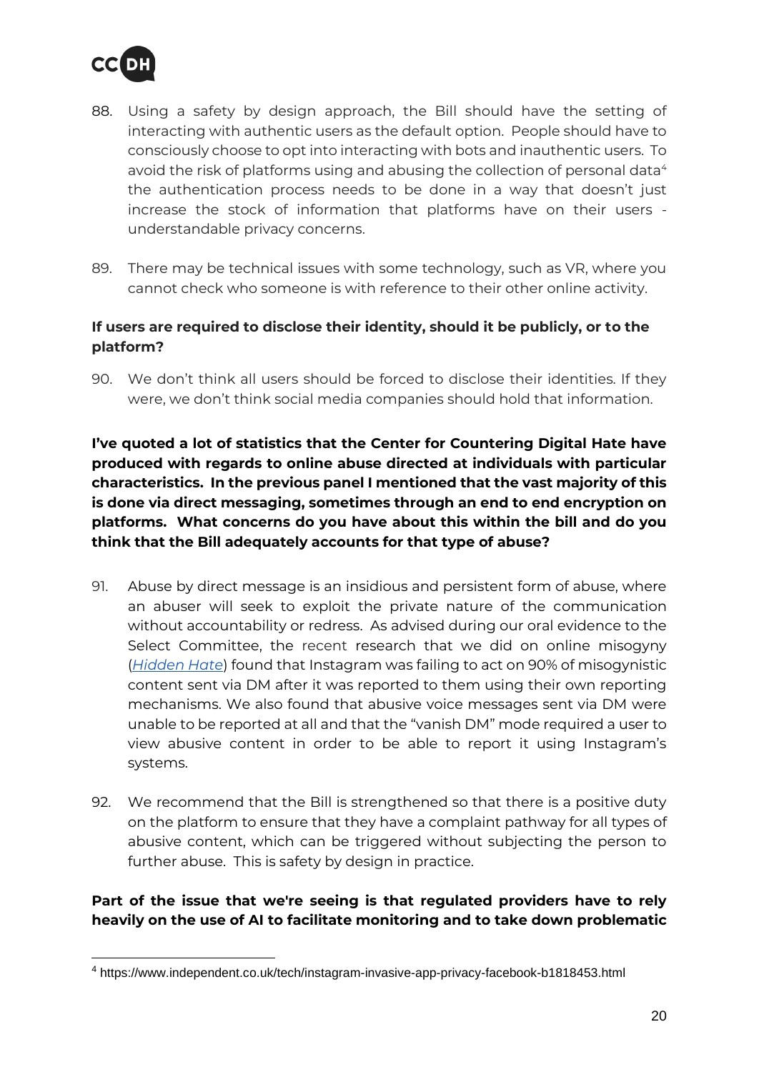88. Using a safety by design approach, the Bill should have the setting of interacting with authentic users as the default option. People should have to consciously choose to opt into interacting with bots and inauthentic users. To avoid the risk of platforms using and abusing the collection of personal data[4] the authentication process needs to be done in a way that doesn't just increase the stock of information that platforms have on their users - understandable privacy concerns.

89. There may be technical issues with some technology, such as VR, where you cannot check who someone is with reference to their other online activity.

**If users are required to disclose their identity, should it be publicly, or to the platform?**

90. We don't think all users should be forced to disclose their identities. If they were, we don't think social media companies should hold that information.

**I've quoted a lot of statistics that the Center for Countering Digital Hate have produced with regards to online abuse directed at individuals with particular characteristics. In the previous panel I mentioned that the vast majority of this is done via direct messaging, sometimes through an end to end encryption on platforms. What concerns do you have about this within the bill and do you think that the Bill adequately accounts for that type of abuse?**

91. Abuse by direct message is an insidious and persistent form of abuse, where an abuser will seek to exploit the private nature of the communication without accountability or redress. As advised during our oral evidence to the Select Committee, the recent research that we did on online misogyny (*Hidden Hate*) found that Instagram was failing to act on 90% of misogynistic content sent via DM after it was reported to them using their own reporting mechanisms. We also found that abusive voice messages sent via DM were unable to be reported at all and that the "vanish DM" mode required a user to view abusive content in order to be able to report it using Instagram's systems.

92. We recommend that the Bill is strengthened so that there is a positive duty on the platform to ensure that they have a complaint pathway for all types of abusive content, which can be triggered without subjecting the person to further abuse. This is safety by design in practice.

**Part of the issue that we're seeing is that regulated providers have to rely heavily on the use of AI to facilitate monitoring and to take down problematic**

[4] https://www.independent.co.uk/tech/instagram-invasive-app-privacy-facebook-b1818453.html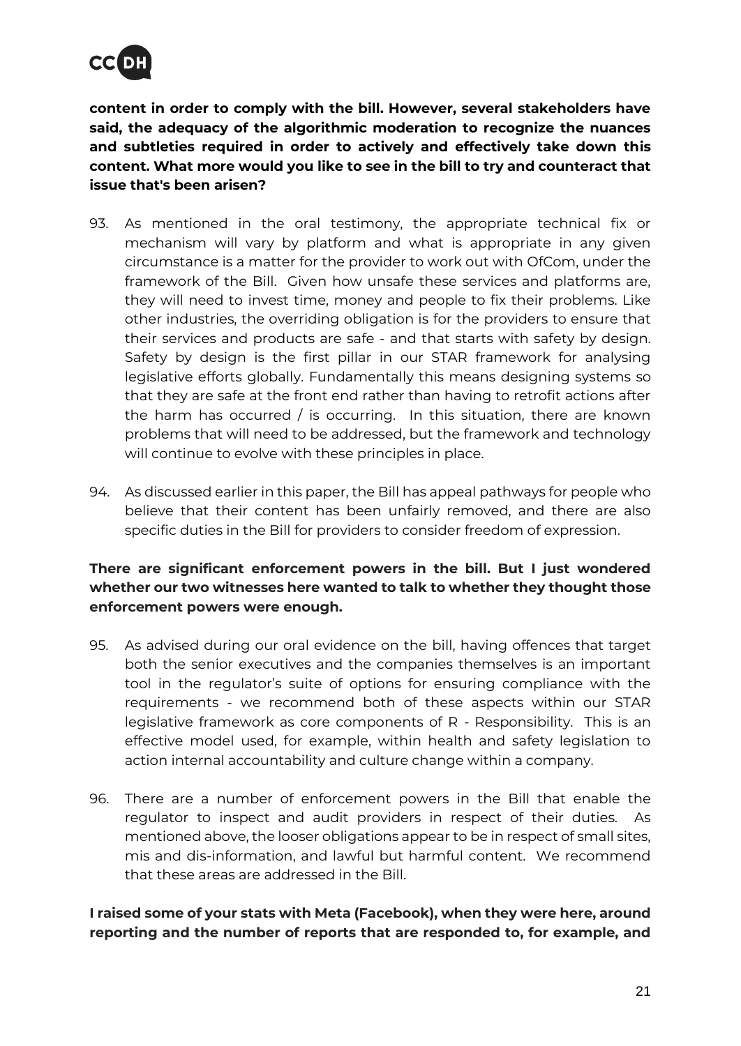**content in order to comply with the bill. However, several stakeholders have said, the adequacy of the algorithmic moderation to recognize the nuances and subtleties required in order to actively and effectively take down this content. What more would you like to see in the bill to try and counteract that issue that's been arisen?**

93. As mentioned in the oral testimony, the appropriate technical fix or mechanism will vary by platform and what is appropriate in any given circumstance is a matter for the provider to work out with OfCom, under the framework of the Bill. Given how unsafe these services and platforms are, they will need to invest time, money and people to fix their problems. Like other industries, the overriding obligation is for the providers to ensure that their services and products are safe - and that starts with safety by design. Safety by design is the first pillar in our STAR framework for analysing legislative efforts globally. Fundamentally this means designing systems so that they are safe at the front end rather than having to retrofit actions after the harm has occurred / is occurring. In this situation, there are known problems that will need to be addressed, but the framework and technology will continue to evolve with these principles in place.

94. As discussed earlier in this paper, the Bill has appeal pathways for people who believe that their content has been unfairly removed, and there are also specific duties in the Bill for providers to consider freedom of expression.

**There are significant enforcement powers in the bill. But I just wondered whether our two witnesses here wanted to talk to whether they thought those enforcement powers were enough.**

95. As advised during our oral evidence on the bill, having offences that target both the senior executives and the companies themselves is an important tool in the regulator's suite of options for ensuring compliance with the requirements - we recommend both of these aspects within our STAR legislative framework as core components of R - Responsibility. This is an effective model used, for example, within health and safety legislation to action internal accountability and culture change within a company.

96. There are a number of enforcement powers in the Bill that enable the regulator to inspect and audit providers in respect of their duties. As mentioned above, the looser obligations appear to be in respect of small sites, mis and dis-information, and lawful but harmful content. We recommend that these areas are addressed in the Bill.

**I raised some of your stats with Meta (Facebook), when they were here, around reporting and the number of reports that are responded to, for example, and**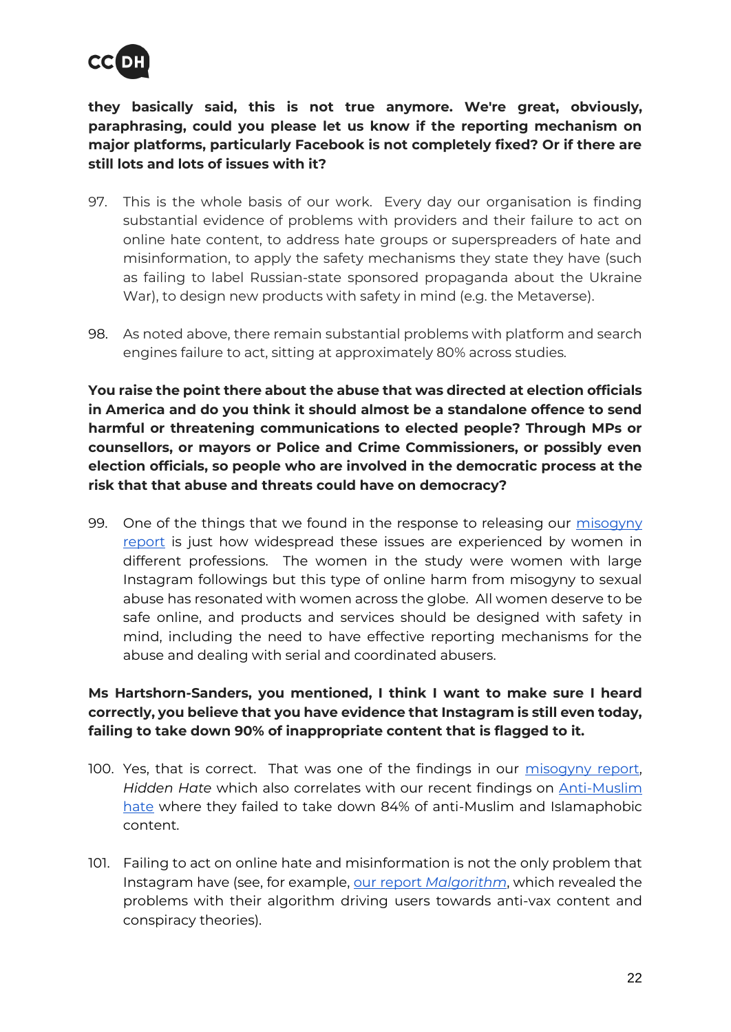**they basically said, this is not true anymore. We're great, obviously, paraphrasing, could you please let us know if the reporting mechanism on major platforms, particularly Facebook is not completely fixed? Or if there are still lots and lots of issues with it?**

97. This is the whole basis of our work. Every day our organisation is finding substantial evidence of problems with providers and their failure to act on online hate content, to address hate groups or superspreaders of hate and misinformation, to apply the safety mechanisms they state they have (such as failing to label Russian-state sponsored propaganda about the Ukraine War), to design new products with safety in mind (e.g. the Metaverse).

98. As noted above, there remain substantial problems with platform and search engines failure to act, sitting at approximately 80% across studies.

**You raise the point there about the abuse that was directed at election officials in America and do you think it should almost be a standalone offence to send harmful or threatening communications to elected people? Through MPs or counsellors, or mayors or Police and Crime Commissioners, or possibly even election officials, so people who are involved in the democratic process at the risk that that abuse and threats could have on democracy?**

99. One of the things that we found in the response to releasing our misogyny report is just how widespread these issues are experienced by women in different professions. The women in the study were women with large Instagram followings but this type of online harm from misogyny to sexual abuse has resonated with women across the globe. All women deserve to be safe online, and products and services should be designed with safety in mind, including the need to have effective reporting mechanisms for the abuse and dealing with serial and coordinated abusers.

**Ms Hartshorn-Sanders, you mentioned, I think I want to make sure I heard correctly, you believe that you have evidence that Instagram is still even today, failing to take down 90% of inappropriate content that is flagged to it.**

100. Yes, that is correct. That was one of the findings in our misogyny report, *Hidden Hate* which also correlates with our recent findings on Anti-Muslim hate where they failed to take down 84% of anti-Muslim and Islamaphobic content.

101. Failing to act on online hate and misinformation is not the only problem that Instagram have (see, for example, our report *Malgorithm*, which revealed the problems with their algorithm driving users towards anti-vax content and conspiracy theories).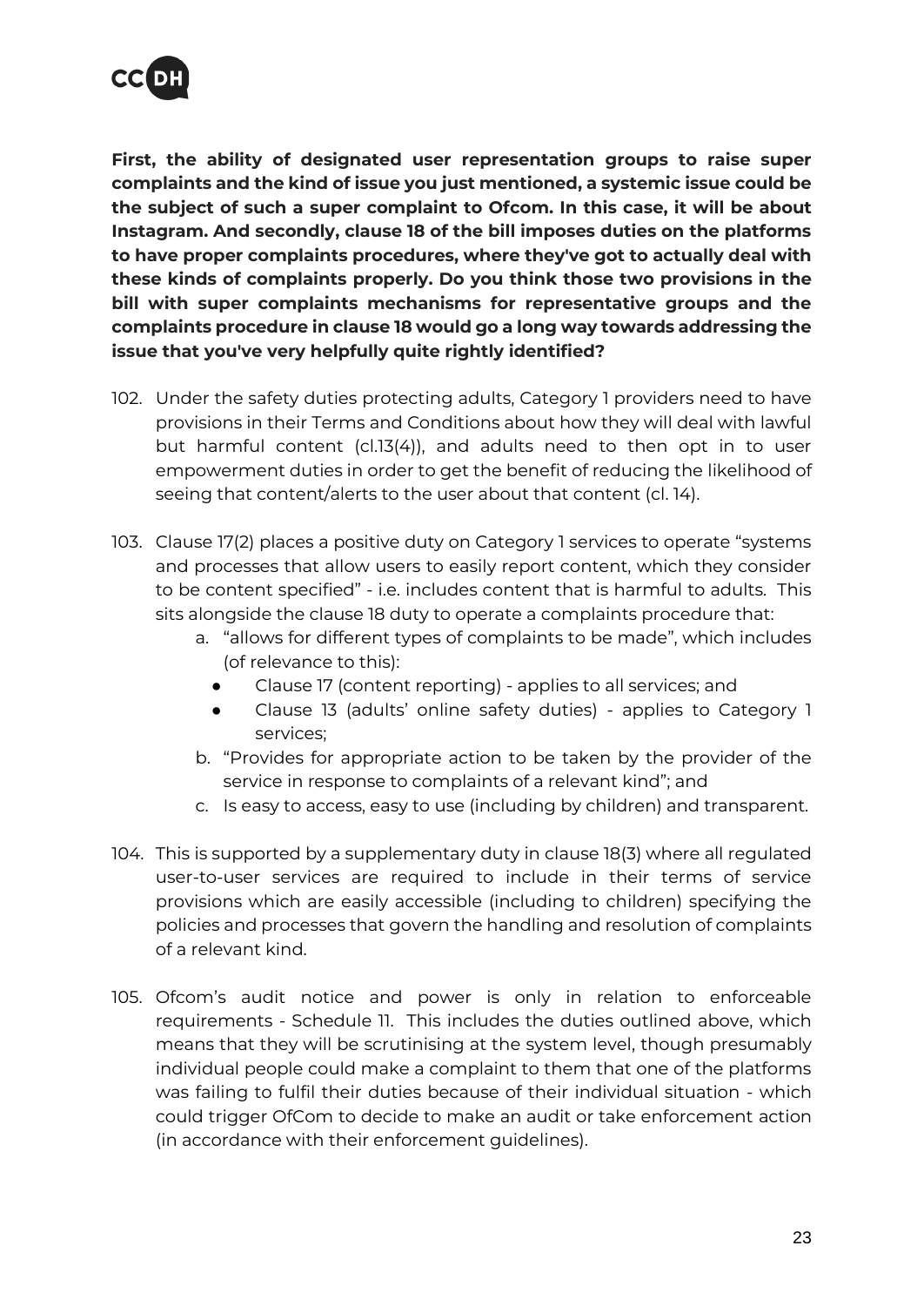**First, the ability of designated user representation groups to raise super complaints and the kind of issue you just mentioned, a systemic issue could be the subject of such a super complaint to Ofcom. In this case, it will be about Instagram. And secondly, clause 18 of the bill imposes duties on the platforms to have proper complaints procedures, where they've got to actually deal with these kinds of complaints properly. Do you think those two provisions in the bill with super complaints mechanisms for representative groups and the complaints procedure in clause 18 would go a long way towards addressing the issue that you've very helpfully quite rightly identified?**

102. Under the safety duties protecting adults, Category 1 providers need to have provisions in their Terms and Conditions about how they will deal with lawful but harmful content (cl.13(4)), and adults need to then opt in to user empowerment duties in order to get the benefit of reducing the likelihood of seeing that content/alerts to the user about that content (cl. 14).

103. Clause 17(2) places a positive duty on Category 1 services to operate "systems and processes that allow users to easily report content, which they consider to be content specified" - i.e. includes content that is harmful to adults. This sits alongside the clause 18 duty to operate a complaints procedure that:
    a. "allows for different types of complaints to be made", which includes (of relevance to this):
        - Clause 17 (content reporting) - applies to all services; and
        - Clause 13 (adults' online safety duties) - applies to Category 1 services;
    b. "Provides for appropriate action to be taken by the provider of the service in response to complaints of a relevant kind"; and
    c. Is easy to access, easy to use (including by children) and transparent.

104. This is supported by a supplementary duty in clause 18(3) where all regulated user-to-user services are required to include in their terms of service provisions which are easily accessible (including to children) specifying the policies and processes that govern the handling and resolution of complaints of a relevant kind.

105. Ofcom's audit notice and power is only in relation to enforceable requirements - Schedule 11. This includes the duties outlined above, which means that they will be scrutinising at the system level, though presumably individual people could make a complaint to them that one of the platforms was failing to fulfil their duties because of their individual situation - which could trigger OfCom to decide to make an audit or take enforcement action (in accordance with their enforcement guidelines).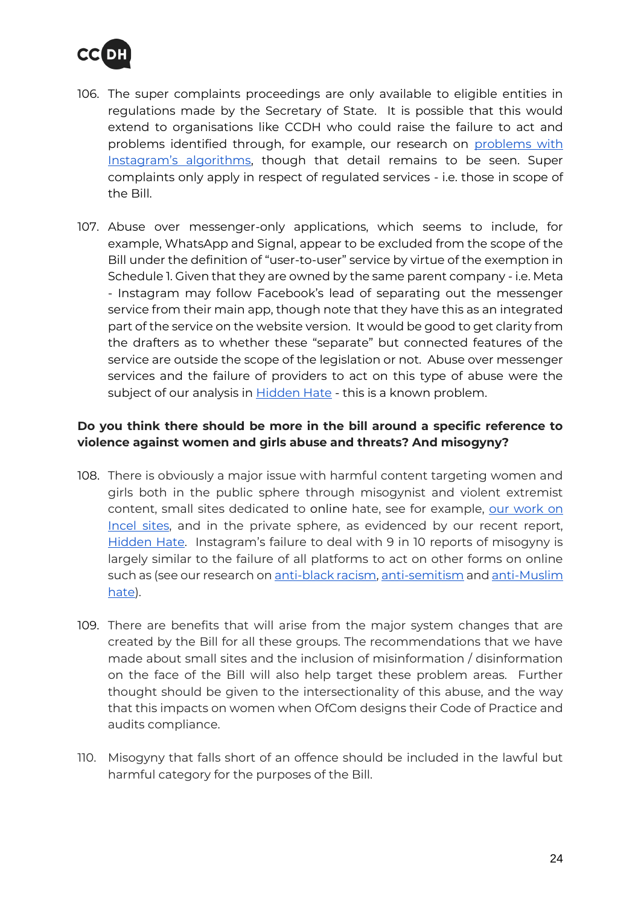106. The super complaints proceedings are only available to eligible entities in regulations made by the Secretary of State. It is possible that this would extend to organisations like CCDH who could raise the failure to act and problems identified through, for example, our research on problems with Instagram's algorithms, though that detail remains to be seen. Super complaints only apply in respect of regulated services - i.e. those in scope of the Bill.

107. Abuse over messenger-only applications, which seems to include, for example, WhatsApp and Signal, appear to be excluded from the scope of the Bill under the definition of "user-to-user" service by virtue of the exemption in Schedule 1. Given that they are owned by the same parent company - i.e. Meta - Instagram may follow Facebook's lead of separating out the messenger service from their main app, though note that they have this as an integrated part of the service on the website version. It would be good to get clarity from the drafters as to whether these "separate" but connected features of the service are outside the scope of the legislation or not. Abuse over messenger services and the failure of providers to act on this type of abuse were the subject of our analysis in Hidden Hate - this is a known problem.

**Do you think there should be more in the bill around a specific reference to violence against women and girls abuse and threats? And misogyny?**

108. There is obviously a major issue with harmful content targeting women and girls both in the public sphere through misogynist and violent extremist content, small sites dedicated to online hate, see for example, our work on Incel sites, and in the private sphere, as evidenced by our recent report, Hidden Hate. Instagram's failure to deal with 9 in 10 reports of misogyny is largely similar to the failure of all platforms to act on other forms on online such as (see our research on anti-black racism, anti-semitism and anti-Muslim hate).

109. There are benefits that will arise from the major system changes that are created by the Bill for all these groups. The recommendations that we have made about small sites and the inclusion of misinformation / disinformation on the face of the Bill will also help target these problem areas. Further thought should be given to the intersectionality of this abuse, and the way that this impacts on women when OfCom designs their Code of Practice and audits compliance.

110. Misogyny that falls short of an offence should be included in the lawful but harmful category for the purposes of the Bill.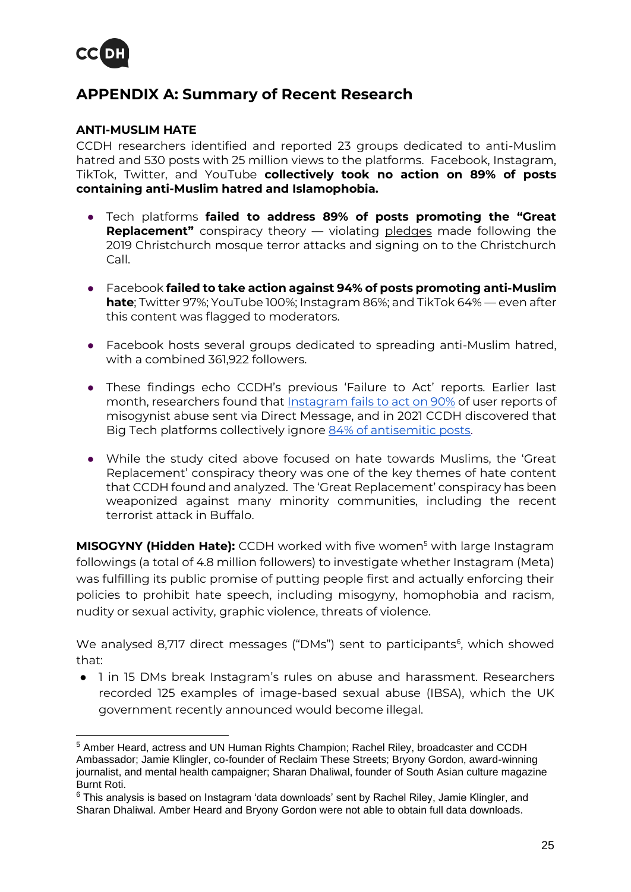## APPENDIX A: Summary of Recent Research

**ANTI-MUSLIM HATE**

CCDH researchers identified and reported 23 groups dedicated to anti-Muslim hatred and 530 posts with 25 million views to the platforms. Facebook, Instagram, TikTok, Twitter, and YouTube **collectively took no action on 89% of posts containing anti-Muslim hatred and Islamophobia.**

- Tech platforms **failed to address 89% of posts promoting the "Great Replacement"** conspiracy theory — violating pledges made following the 2019 Christchurch mosque terror attacks and signing on to the Christchurch Call.
- Facebook **failed to take action against 94% of posts promoting anti-Muslim hate**; Twitter 97%; YouTube 100%; Instagram 86%; and TikTok 64% — even after this content was flagged to moderators.
- Facebook hosts several groups dedicated to spreading anti-Muslim hatred, with a combined 361,922 followers.
- These findings echo CCDH's previous 'Failure to Act' reports. Earlier last month, researchers found that Instagram fails to act on 90% of user reports of misogynist abuse sent via Direct Message, and in 2021 CCDH discovered that Big Tech platforms collectively ignore 84% of antisemitic posts.
- While the study cited above focused on hate towards Muslims, the 'Great Replacement' conspiracy theory was one of the key themes of hate content that CCDH found and analyzed. The 'Great Replacement' conspiracy has been weaponized against many minority communities, including the recent terrorist attack in Buffalo.

**MISOGYNY (Hidden Hate):** CCDH worked with five women[5] with large Instagram followings (a total of 4.8 million followers) to investigate whether Instagram (Meta) was fulfilling its public promise of putting people first and actually enforcing their policies to prohibit hate speech, including misogyny, homophobia and racism, nudity or sexual activity, graphic violence, threats of violence.

We analysed 8,717 direct messages ("DMs") sent to participants[6], which showed that:

- 1 in 15 DMs break Instagram's rules on abuse and harassment. Researchers recorded 125 examples of image-based sexual abuse (IBSA), which the UK government recently announced would become illegal.

---

[5] Amber Heard, actress and UN Human Rights Champion; Rachel Riley, broadcaster and CCDH Ambassador; Jamie Klingler, co-founder of Reclaim These Streets; Bryony Gordon, award-winning journalist, and mental health campaigner; Sharan Dhaliwal, founder of South Asian culture magazine Burnt Roti.

[6] This analysis is based on Instagram 'data downloads' sent by Rachel Riley, Jamie Klingler, and Sharan Dhaliwal. Amber Heard and Bryony Gordon were not able to obtain full data downloads.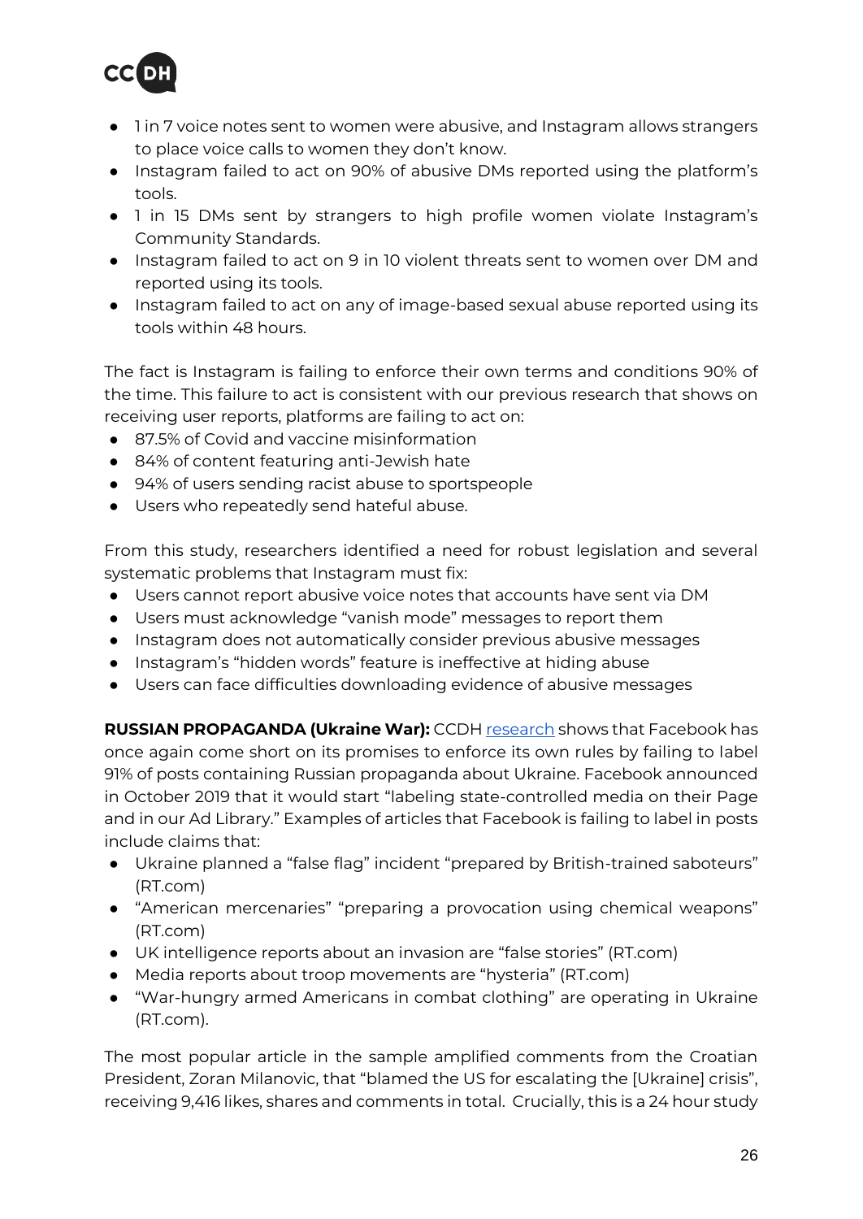- 1 in 7 voice notes sent to women were abusive, and Instagram allows strangers to place voice calls to women they don't know.
- Instagram failed to act on 90% of abusive DMs reported using the platform's tools.
- 1 in 15 DMs sent by strangers to high profile women violate Instagram's Community Standards.
- Instagram failed to act on 9 in 10 violent threats sent to women over DM and reported using its tools.
- Instagram failed to act on any of image-based sexual abuse reported using its tools within 48 hours.

The fact is Instagram is failing to enforce their own terms and conditions 90% of the time. This failure to act is consistent with our previous research that shows on receiving user reports, platforms are failing to act on:

- 87.5% of Covid and vaccine misinformation
- 84% of content featuring anti-Jewish hate
- 94% of users sending racist abuse to sportspeople
- Users who repeatedly send hateful abuse.

From this study, researchers identified a need for robust legislation and several systematic problems that Instagram must fix:

- Users cannot report abusive voice notes that accounts have sent via DM
- Users must acknowledge "vanish mode" messages to report them
- Instagram does not automatically consider previous abusive messages
- Instagram's "hidden words" feature is ineffective at hiding abuse
- Users can face difficulties downloading evidence of abusive messages

**RUSSIAN PROPAGANDA (Ukraine War):** CCDH research shows that Facebook has once again come short on its promises to enforce its own rules by failing to label 91% of posts containing Russian propaganda about Ukraine. Facebook announced in October 2019 that it would start "labeling state-controlled media on their Page and in our Ad Library." Examples of articles that Facebook is failing to label in posts include claims that:

- Ukraine planned a "false flag" incident "prepared by British-trained saboteurs" (RT.com)
- "American mercenaries" "preparing a provocation using chemical weapons" (RT.com)
- UK intelligence reports about an invasion are "false stories" (RT.com)
- Media reports about troop movements are "hysteria" (RT.com)
- "War-hungry armed Americans in combat clothing" are operating in Ukraine (RT.com).

The most popular article in the sample amplified comments from the Croatian President, Zoran Milanovic, that "blamed the US for escalating the [Ukraine] crisis", receiving 9,416 likes, shares and comments in total. Crucially, this is a 24 hour study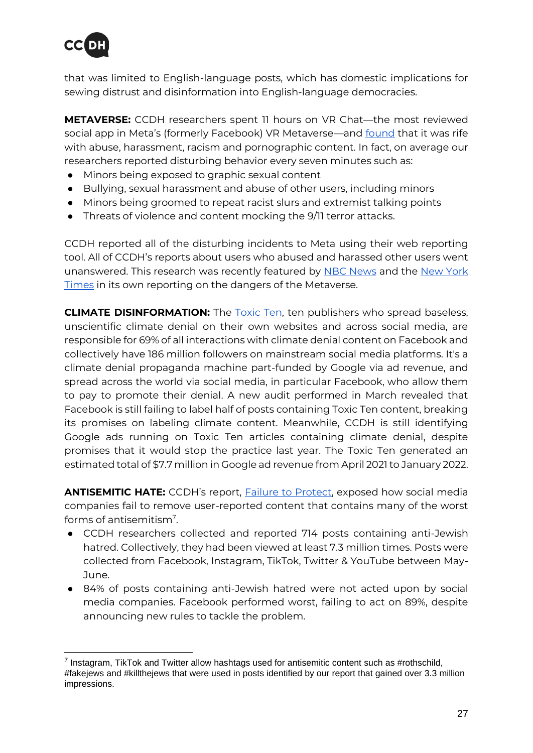that was limited to English-language posts, which has domestic implications for sewing distrust and disinformation into English-language democracies.

**METAVERSE:** CCDH researchers spent 11 hours on VR Chat—the most reviewed social app in Meta's (formerly Facebook) VR Metaverse—and found that it was rife with abuse, harassment, racism and pornographic content. In fact, on average our researchers reported disturbing behavior every seven minutes such as:

- Minors being exposed to graphic sexual content
- Bullying, sexual harassment and abuse of other users, including minors
- Minors being groomed to repeat racist slurs and extremist talking points
- Threats of violence and content mocking the 9/11 terror attacks.

CCDH reported all of the disturbing incidents to Meta using their web reporting tool. All of CCDH's reports about users who abused and harassed other users went unanswered. This research was recently featured by NBC News and the New York Times in its own reporting on the dangers of the Metaverse.

**CLIMATE DISINFORMATION:** The Toxic Ten, ten publishers who spread baseless, unscientific climate denial on their own websites and across social media, are responsible for 69% of all interactions with climate denial content on Facebook and collectively have 186 million followers on mainstream social media platforms. It's a climate denial propaganda machine part-funded by Google via ad revenue, and spread across the world via social media, in particular Facebook, who allow them to pay to promote their denial. A new audit performed in March revealed that Facebook is still failing to label half of posts containing Toxic Ten content, breaking its promises on labeling climate content. Meanwhile, CCDH is still identifying Google ads running on Toxic Ten articles containing climate denial, despite promises that it would stop the practice last year. The Toxic Ten generated an estimated total of $7.7 million in Google ad revenue from April 2021 to January 2022.

**ANTISEMITIC HATE:** CCDH's report, Failure to Protect, exposed how social media companies fail to remove user-reported content that contains many of the worst forms of antisemitism[7].

- CCDH researchers collected and reported 714 posts containing anti-Jewish hatred. Collectively, they had been viewed at least 7.3 million times. Posts were collected from Facebook, Instagram, TikTok, Twitter & YouTube between May-June.
- 84% of posts containing anti-Jewish hatred were not acted upon by social media companies. Facebook performed worst, failing to act on 89%, despite announcing new rules to tackle the problem.

[7] Instagram, TikTok and Twitter allow hashtags used for antisemitic content such as #rothschild, #fakejews and #killthejews that were used in posts identified by our report that gained over 3.3 million impressions.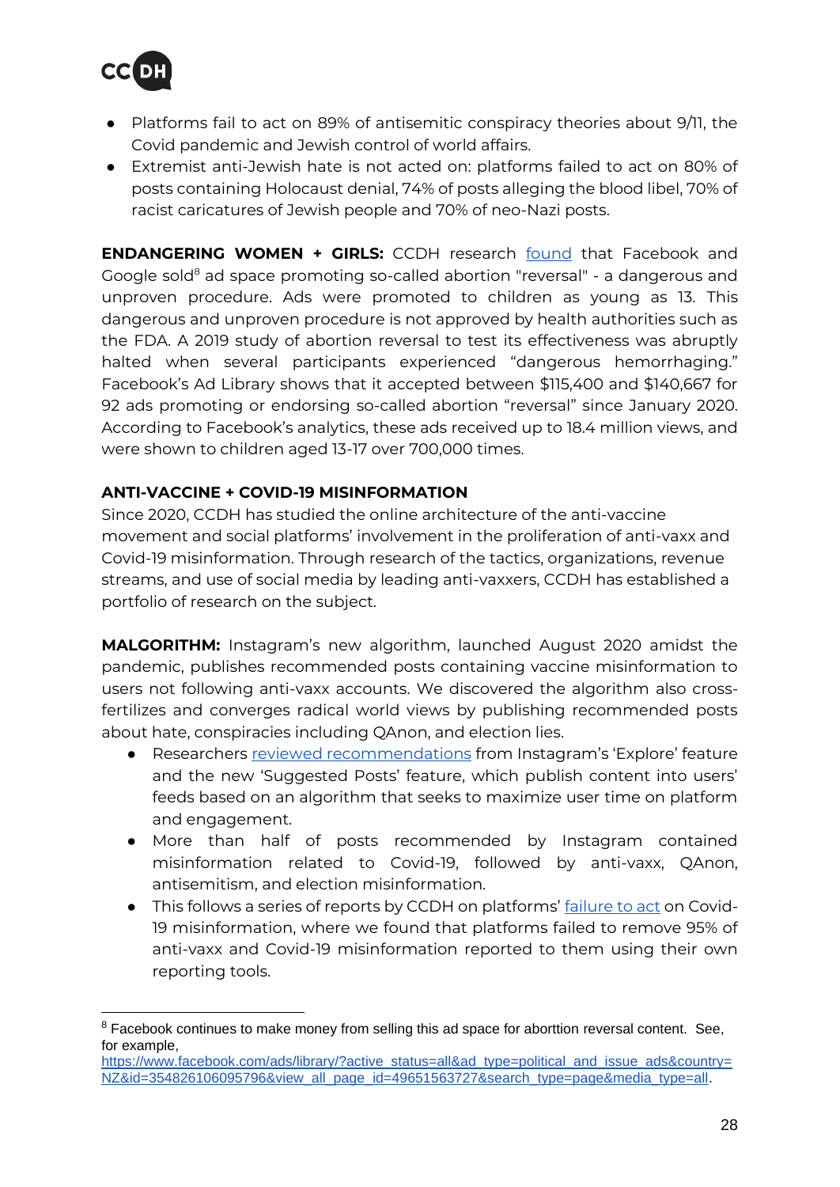- Platforms fail to act on 89% of antisemitic conspiracy theories about 9/11, the Covid pandemic and Jewish control of world affairs.
- Extremist anti-Jewish hate is not acted on: platforms failed to act on 80% of posts containing Holocaust denial, 74% of posts alleging the blood libel, 70% of racist caricatures of Jewish people and 70% of neo-Nazi posts.

**ENDANGERING WOMEN + GIRLS:** CCDH research [found](#) that Facebook and Google sold[8] ad space promoting so-called abortion "reversal" - a dangerous and unproven procedure. Ads were promoted to children as young as 13. This dangerous and unproven procedure is not approved by health authorities such as the FDA. A 2019 study of abortion reversal to test its effectiveness was abruptly halted when several participants experienced "dangerous hemorrhaging." Facebook's Ad Library shows that it accepted between $115,400 and $140,667 for 92 ads promoting or endorsing so-called abortion "reversal" since January 2020. According to Facebook's analytics, these ads received up to 18.4 million views, and were shown to children aged 13-17 over 700,000 times.

**ANTI-VACCINE + COVID-19 MISINFORMATION**

Since 2020, CCDH has studied the online architecture of the anti-vaccine movement and social platforms' involvement in the proliferation of anti-vaxx and Covid-19 misinformation. Through research of the tactics, organizations, revenue streams, and use of social media by leading anti-vaxxers, CCDH has established a portfolio of research on the subject.

**MALGORITHM:** Instagram's new algorithm, launched August 2020 amidst the pandemic, publishes recommended posts containing vaccine misinformation to users not following anti-vaxx accounts. We discovered the algorithm also cross-fertilizes and converges radical world views by publishing recommended posts about hate, conspiracies including QAnon, and election lies.

- Researchers [reviewed recommendations](#) from Instagram's 'Explore' feature and the new 'Suggested Posts' feature, which publish content into users' feeds based on an algorithm that seeks to maximize user time on platform and engagement.
- More than half of posts recommended by Instagram contained misinformation related to Covid-19, followed by anti-vaxx, QAnon, antisemitism, and election misinformation.
- This follows a series of reports by CCDH on platforms' [failure to act](#) on Covid-19 misinformation, where we found that platforms failed to remove 95% of anti-vaxx and Covid-19 misinformation reported to them using their own reporting tools.

---

[8] Facebook continues to make money from selling this ad space for aborttion reversal content. See, for example, https://www.facebook.com/ads/library/?active_status=all&ad_type=political_and_issue_ads&country=NZ&id=354826106095796&view_all_page_id=49651563727&search_type=page&media_type=all.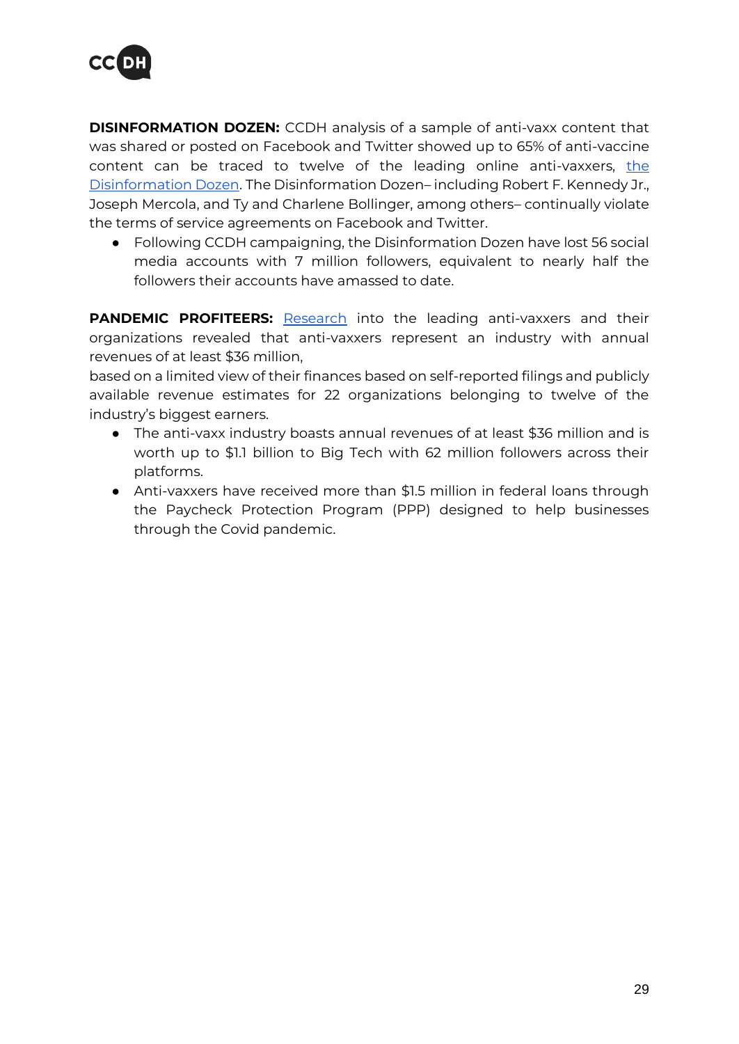**DISINFORMATION DOZEN:** CCDH analysis of a sample of anti-vaxx content that was shared or posted on Facebook and Twitter showed up to 65% of anti-vaccine content can be traced to twelve of the leading online anti-vaxxers, [the Disinformation Dozen](). The Disinformation Dozen– including Robert F. Kennedy Jr., Joseph Mercola, and Ty and Charlene Bollinger, among others– continually violate the terms of service agreements on Facebook and Twitter.

- Following CCDH campaigning, the Disinformation Dozen have lost 56 social media accounts with 7 million followers, equivalent to nearly half the followers their accounts have amassed to date.

**PANDEMIC PROFITEERS:** [Research]() into the leading anti-vaxxers and their organizations revealed that anti-vaxxers represent an industry with annual revenues of at least $36 million,
based on a limited view of their finances based on self-reported filings and publicly available revenue estimates for 22 organizations belonging to twelve of the industry's biggest earners.

- The anti-vaxx industry boasts annual revenues of at least $36 million and is worth up to $1.1 billion to Big Tech with 62 million followers across their platforms.
- Anti-vaxxers have received more than $1.5 million in federal loans through the Paycheck Protection Program (PPP) designed to help businesses through the Covid pandemic.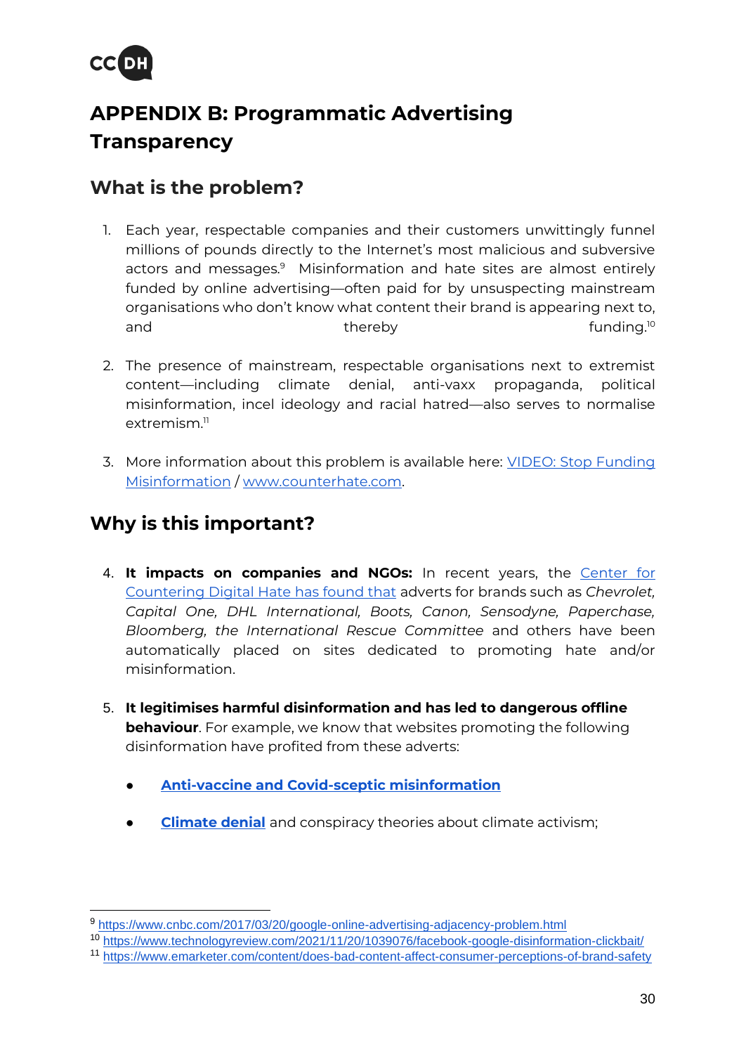# APPENDIX B: Programmatic Advertising Transparency

## What is the problem?

1. Each year, respectable companies and their customers unwittingly funnel millions of pounds directly to the Internet's most malicious and subversive actors and messages.[9] Misinformation and hate sites are almost entirely funded by online advertising—often paid for by unsuspecting mainstream organisations who don't know what content their brand is appearing next to, and thereby funding.[10]

2. The presence of mainstream, respectable organisations next to extremist content—including climate denial, anti-vaxx propaganda, political misinformation, incel ideology and racial hatred—also serves to normalise extremism.[11]

3. More information about this problem is available here: VIDEO: Stop Funding Misinformation / www.counterhate.com.

## Why is this important?

4. **It impacts on companies and NGOs:** In recent years, the Center for Countering Digital Hate has found that adverts for brands such as *Chevrolet, Capital One, DHL International, Boots, Canon, Sensodyne, Paperchase, Bloomberg, the International Rescue Committee* and others have been automatically placed on sites dedicated to promoting hate and/or misinformation.

5. **It legitimises harmful disinformation and has led to dangerous offline behaviour**. For example, we know that websites promoting the following disinformation have profited from these adverts:

   - **Anti-vaccine and Covid-sceptic misinformation**
   - **Climate denial** and conspiracy theories about climate activism;

---

[9] https://www.cnbc.com/2017/03/20/google-online-advertising-adjacency-problem.html

[10] https://www.technologyreview.com/2021/11/20/1039076/facebook-google-disinformation-clickbait/

[11] https://www.emarketer.com/content/does-bad-content-affect-consumer-perceptions-of-brand-safety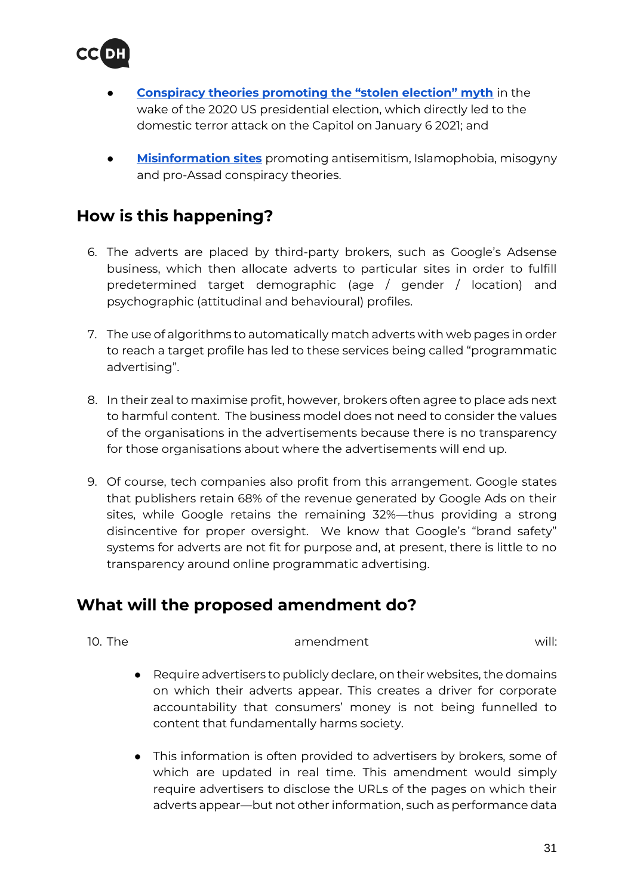- **Conspiracy theories promoting the "stolen election" myth** in the wake of the 2020 US presidential election, which directly led to the domestic terror attack on the Capitol on January 6 2021; and

- **Misinformation sites** promoting antisemitism, Islamophobia, misogyny and pro-Assad conspiracy theories.

## How is this happening?

6. The adverts are placed by third-party brokers, such as Google's Adsense business, which then allocate adverts to particular sites in order to fulfill predetermined target demographic (age / gender / location) and psychographic (attitudinal and behavioural) profiles.

7. The use of algorithms to automatically match adverts with web pages in order to reach a target profile has led to these services being called "programmatic advertising".

8. In their zeal to maximise profit, however, brokers often agree to place ads next to harmful content. The business model does not need to consider the values of the organisations in the advertisements because there is no transparency for those organisations about where the advertisements will end up.

9. Of course, tech companies also profit from this arrangement. Google states that publishers retain 68% of the revenue generated by Google Ads on their sites, while Google retains the remaining 32%—thus providing a strong disincentive for proper oversight. We know that Google's "brand safety" systems for adverts are not fit for purpose and, at present, there is little to no transparency around online programmatic advertising.

## What will the proposed amendment do?

10. The amendment will:

    - Require advertisers to publicly declare, on their websites, the domains on which their adverts appear. This creates a driver for corporate accountability that consumers' money is not being funnelled to content that fundamentally harms society.

    - This information is often provided to advertisers by brokers, some of which are updated in real time. This amendment would simply require advertisers to disclose the URLs of the pages on which their adverts appear—but not other information, such as performance data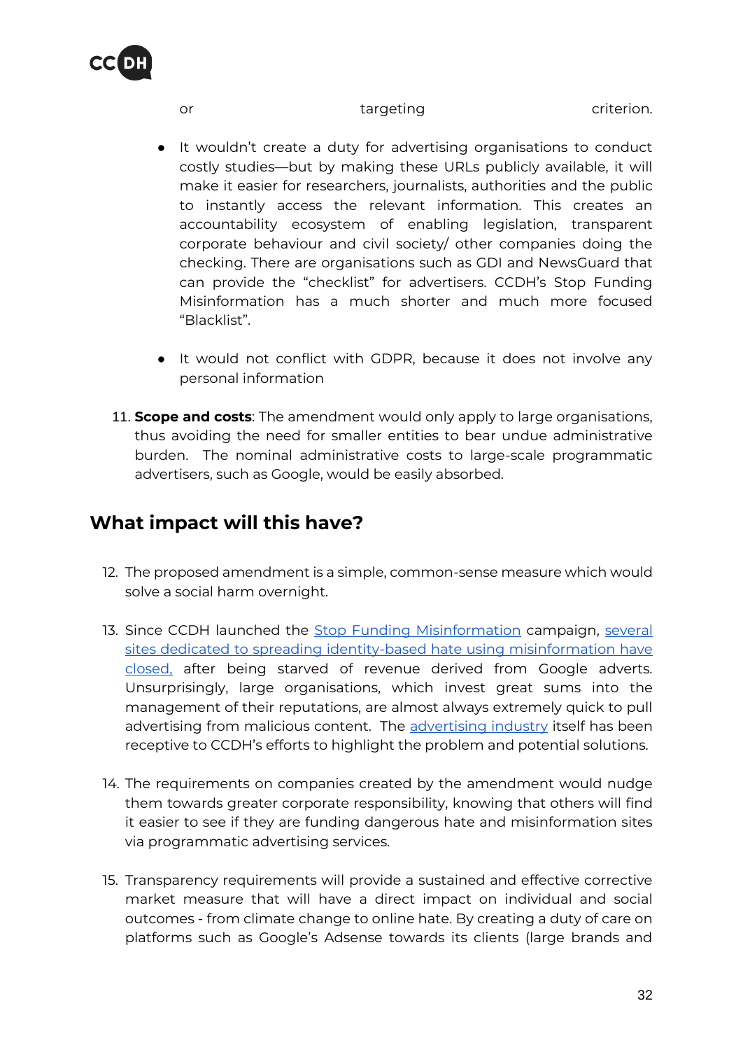or targeting criterion.

- It wouldn't create a duty for advertising organisations to conduct costly studies—but by making these URLs publicly available, it will make it easier for researchers, journalists, authorities and the public to instantly access the relevant information. This creates an accountability ecosystem of enabling legislation, transparent corporate behaviour and civil society/ other companies doing the checking. There are organisations such as GDI and NewsGuard that can provide the "checklist" for advertisers. CCDH's Stop Funding Misinformation has a much shorter and much more focused "Blacklist".

- It would not conflict with GDPR, because it does not involve any personal information

11. **Scope and costs**: The amendment would only apply to large organisations, thus avoiding the need for smaller entities to bear undue administrative burden. The nominal administrative costs to large-scale programmatic advertisers, such as Google, would be easily absorbed.

## What impact will this have?

12. The proposed amendment is a simple, common-sense measure which would solve a social harm overnight.

13. Since CCDH launched the [Stop Funding Misinformation]() campaign, [several sites dedicated to spreading identity-based hate using misinformation have closed,]() after being starved of revenue derived from Google adverts. Unsurprisingly, large organisations, which invest great sums into the management of their reputations, are almost always extremely quick to pull advertising from malicious content. The [advertising industry]() itself has been receptive to CCDH's efforts to highlight the problem and potential solutions.

14. The requirements on companies created by the amendment would nudge them towards greater corporate responsibility, knowing that others will find it easier to see if they are funding dangerous hate and misinformation sites via programmatic advertising services.

15. Transparency requirements will provide a sustained and effective corrective market measure that will have a direct impact on individual and social outcomes - from climate change to online hate. By creating a duty of care on platforms such as Google's Adsense towards its clients (large brands and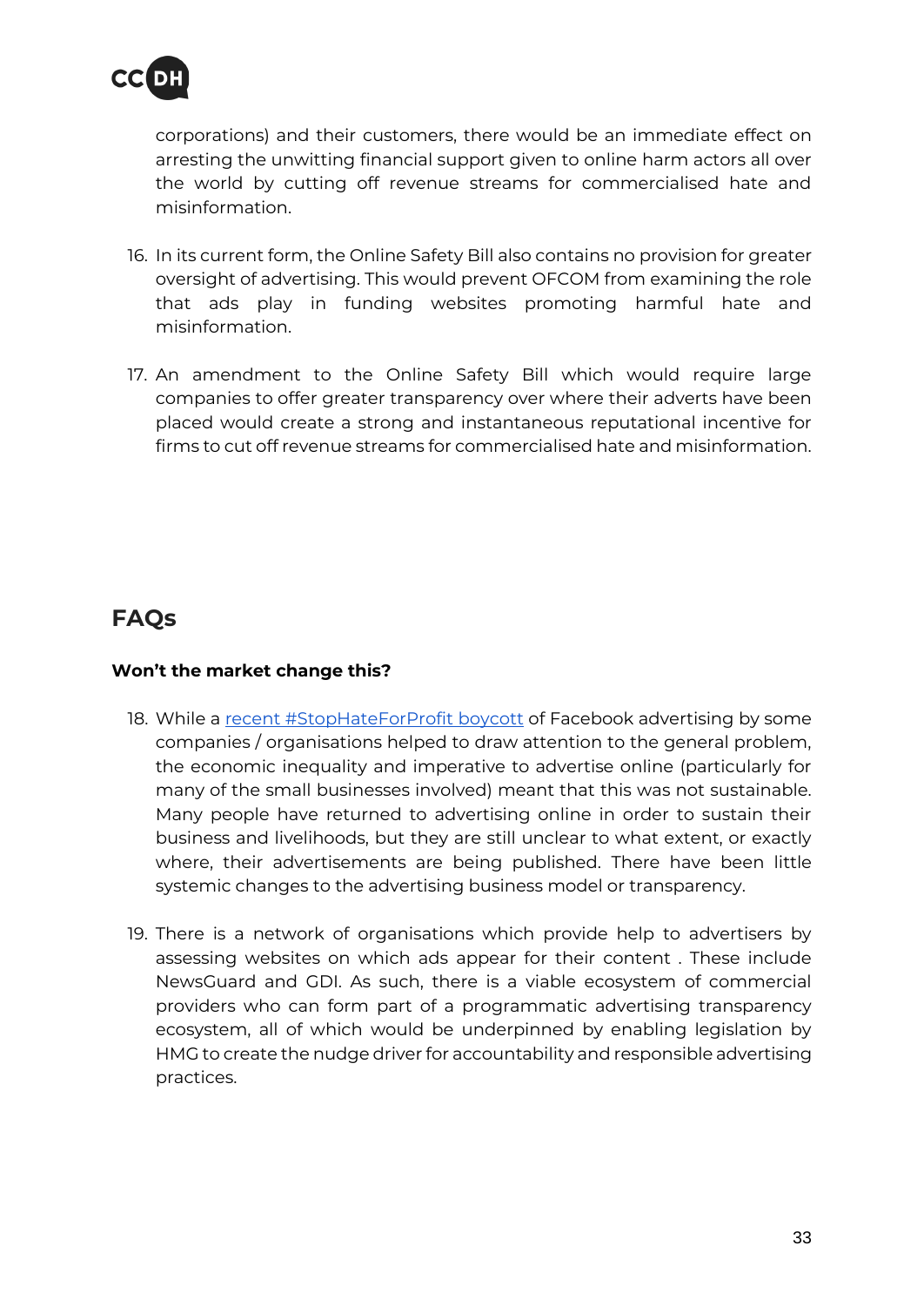corporations) and their customers, there would be an immediate effect on arresting the unwitting financial support given to online harm actors all over the world by cutting off revenue streams for commercialised hate and misinformation.

16. In its current form, the Online Safety Bill also contains no provision for greater oversight of advertising. This would prevent OFCOM from examining the role that ads play in funding websites promoting harmful hate and misinformation.

17. An amendment to the Online Safety Bill which would require large companies to offer greater transparency over where their adverts have been placed would create a strong and instantaneous reputational incentive for firms to cut off revenue streams for commercialised hate and misinformation.

## FAQs

### Won't the market change this?

18. While a [recent #StopHateForProfit boycott]() of Facebook advertising by some companies / organisations helped to draw attention to the general problem, the economic inequality and imperative to advertise online (particularly for many of the small businesses involved) meant that this was not sustainable. Many people have returned to advertising online in order to sustain their business and livelihoods, but they are still unclear to what extent, or exactly where, their advertisements are being published. There have been little systemic changes to the advertising business model or transparency.

19. There is a network of organisations which provide help to advertisers by assessing websites on which ads appear for their content . These include NewsGuard and GDI. As such, there is a viable ecosystem of commercial providers who can form part of a programmatic advertising transparency ecosystem, all of which would be underpinned by enabling legislation by HMG to create the nudge driver for accountability and responsible advertising practices.